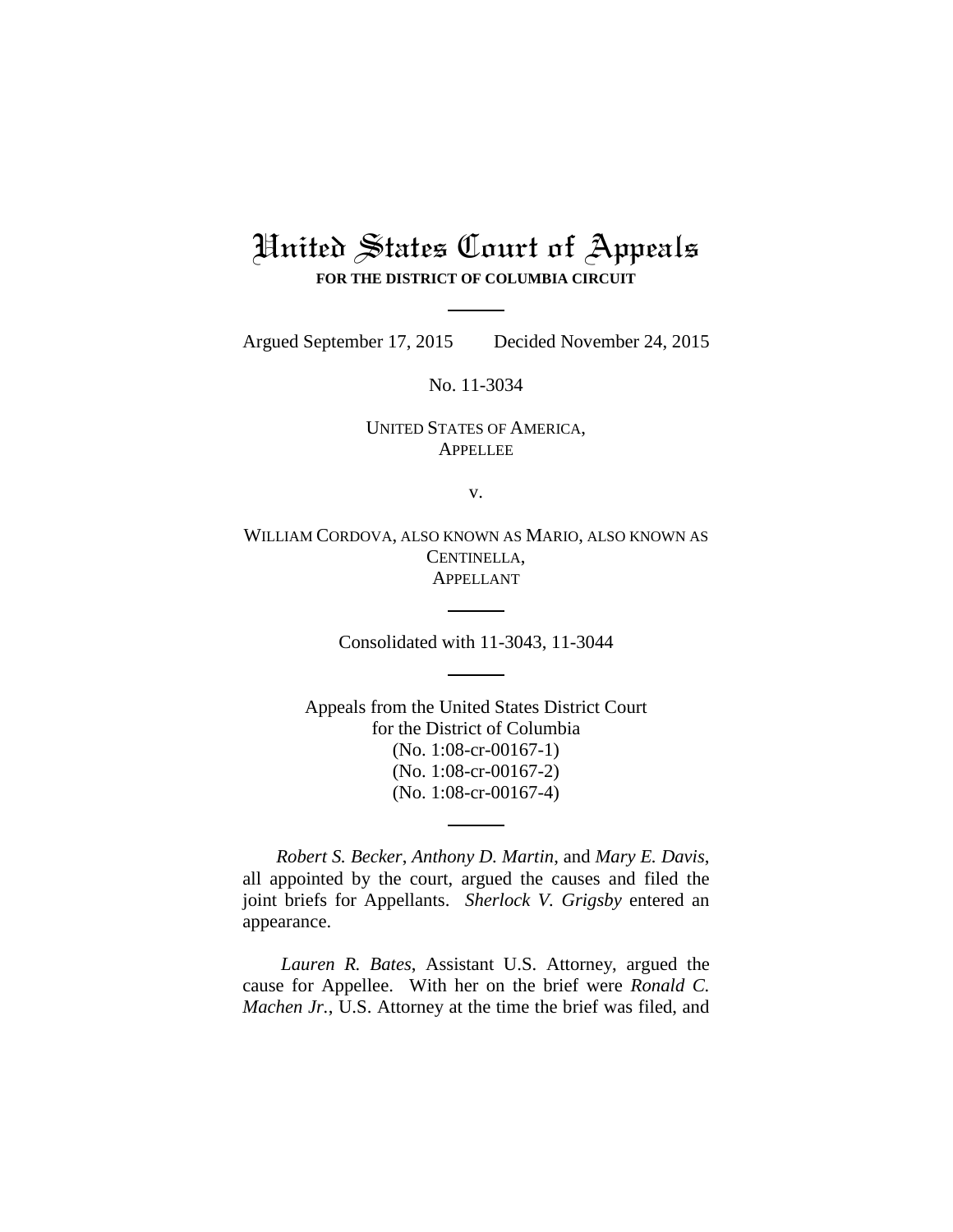# United States Court of Appeals

**FOR THE DISTRICT OF COLUMBIA CIRCUIT**

---

Argued September 17, 2015 Decided November 24, 2015

No. 11-3034

UNITED STATES OF AMERICA,
APPELLEE

v.

WILLIAM CORDOVA, ALSO KNOWN AS MARIO, ALSO KNOWN AS CENTINELLA,
APPELLANT

---

Consolidated with 11-3043, 11-3044

---

Appeals from the United States District Court
for the District of Columbia
(No. 1:08-cr-00167-1)
(No. 1:08-cr-00167-2)
(No. 1:08-cr-00167-4)

---

*Robert S. Becker*, *Anthony D. Martin*, and *Mary E. Davis*, all appointed by the court, argued the causes and filed the joint briefs for Appellants. *Sherlock V. Grigsby* entered an appearance.

*Lauren R. Bates*, Assistant U.S. Attorney, argued the cause for Appellee. With her on the brief were *Ronald C. Machen Jr.*, U.S. Attorney at the time the brief was filed, and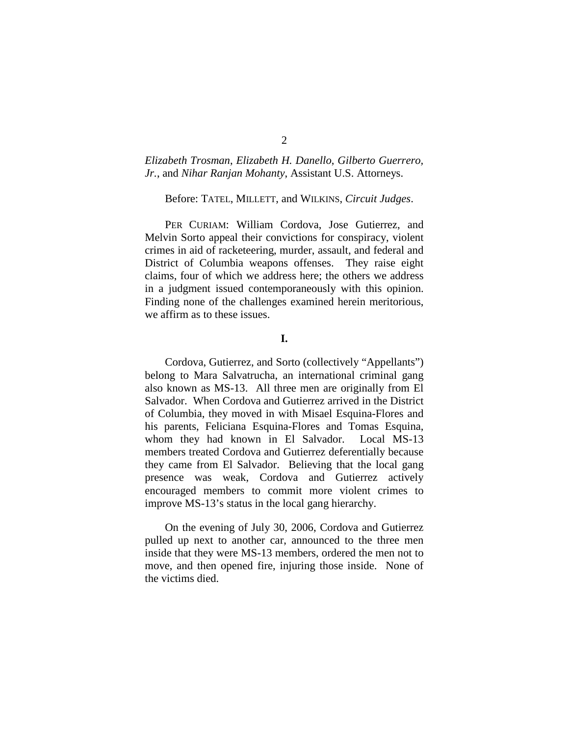*Elizabeth Trosman*, *Elizabeth H. Danello*, *Gilberto Guerrero, Jr.*, and *Nihar Ranjan Mohanty*, Assistant U.S. Attorneys.

Before: TATEL, MILLETT, and WILKINS, *Circuit Judges*.

PER CURIAM: William Cordova, Jose Gutierrez, and Melvin Sorto appeal their convictions for conspiracy, violent crimes in aid of racketeering, murder, assault, and federal and District of Columbia weapons offenses. They raise eight claims, four of which we address here; the others we address in a judgment issued contemporaneously with this opinion. Finding none of the challenges examined herein meritorious, we affirm as to these issues.

## I.

Cordova, Gutierrez, and Sorto (collectively "Appellants") belong to Mara Salvatrucha, an international criminal gang also known as MS-13. All three men are originally from El Salvador. When Cordova and Gutierrez arrived in the District of Columbia, they moved in with Misael Esquina-Flores and his parents, Feliciana Esquina-Flores and Tomas Esquina, whom they had known in El Salvador. Local MS-13 members treated Cordova and Gutierrez deferentially because they came from El Salvador. Believing that the local gang presence was weak, Cordova and Gutierrez actively encouraged members to commit more violent crimes to improve MS-13's status in the local gang hierarchy.

On the evening of July 30, 2006, Cordova and Gutierrez pulled up next to another car, announced to the three men inside that they were MS-13 members, ordered the men not to move, and then opened fire, injuring those inside. None of the victims died.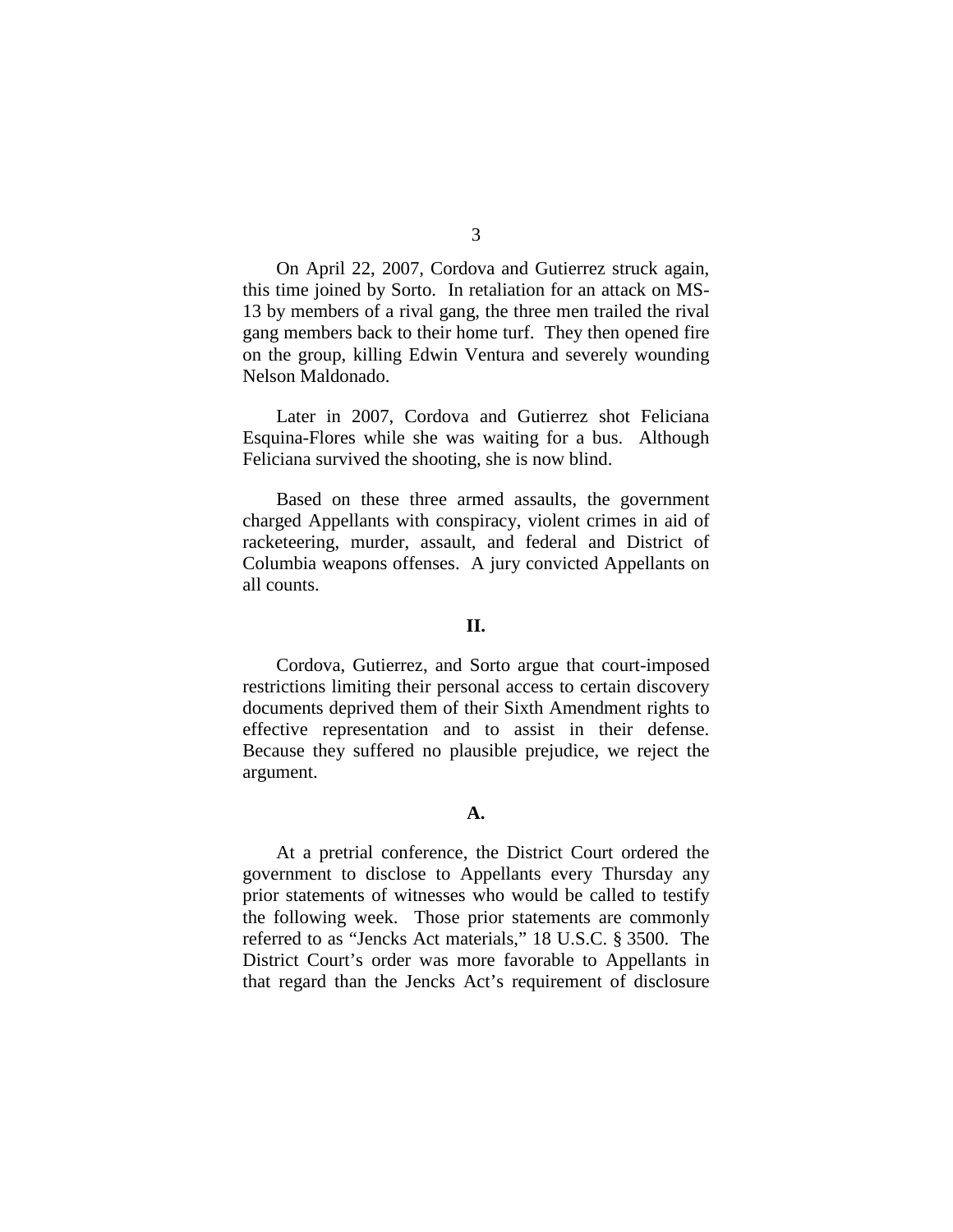On April 22, 2007, Cordova and Gutierrez struck again, this time joined by Sorto. In retaliation for an attack on MS-13 by members of a rival gang, the three men trailed the rival gang members back to their home turf. They then opened fire on the group, killing Edwin Ventura and severely wounding Nelson Maldonado.

Later in 2007, Cordova and Gutierrez shot Feliciana Esquina-Flores while she was waiting for a bus. Although Feliciana survived the shooting, she is now blind.

Based on these three armed assaults, the government charged Appellants with conspiracy, violent crimes in aid of racketeering, murder, assault, and federal and District of Columbia weapons offenses. A jury convicted Appellants on all counts.

## II.

Cordova, Gutierrez, and Sorto argue that court-imposed restrictions limiting their personal access to certain discovery documents deprived them of their Sixth Amendment rights to effective representation and to assist in their defense. Because they suffered no plausible prejudice, we reject the argument.

### A.

At a pretrial conference, the District Court ordered the government to disclose to Appellants every Thursday any prior statements of witnesses who would be called to testify the following week. Those prior statements are commonly referred to as "Jencks Act materials," 18 U.S.C. § 3500. The District Court's order was more favorable to Appellants in that regard than the Jencks Act's requirement of disclosure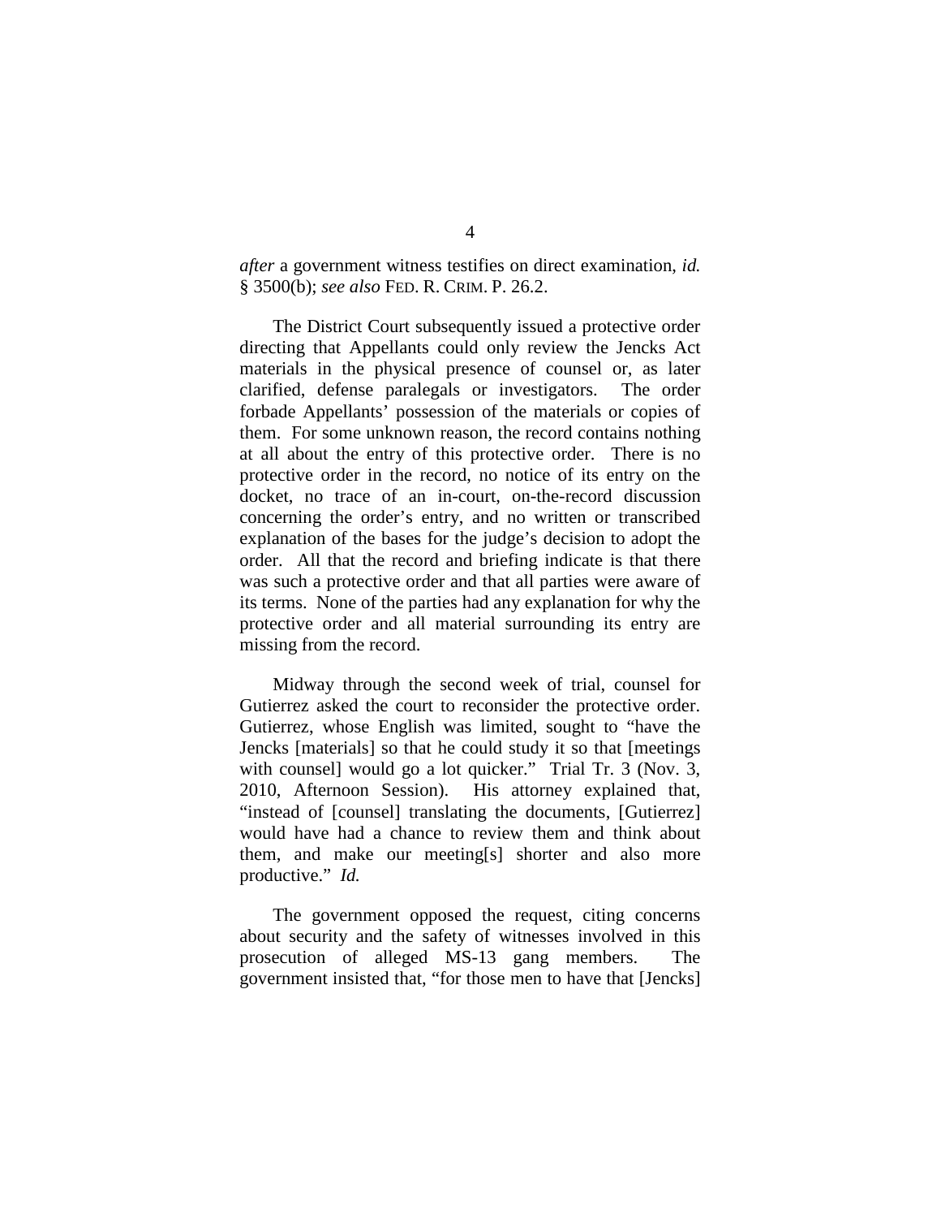*after* a government witness testifies on direct examination, *id.* § 3500(b); *see also* FED. R. CRIM. P. 26.2.

The District Court subsequently issued a protective order directing that Appellants could only review the Jencks Act materials in the physical presence of counsel or, as later clarified, defense paralegals or investigators. The order forbade Appellants' possession of the materials or copies of them. For some unknown reason, the record contains nothing at all about the entry of this protective order. There is no protective order in the record, no notice of its entry on the docket, no trace of an in-court, on-the-record discussion concerning the order's entry, and no written or transcribed explanation of the bases for the judge's decision to adopt the order. All that the record and briefing indicate is that there was such a protective order and that all parties were aware of its terms. None of the parties had any explanation for why the protective order and all material surrounding its entry are missing from the record.

Midway through the second week of trial, counsel for Gutierrez asked the court to reconsider the protective order. Gutierrez, whose English was limited, sought to "have the Jencks [materials] so that he could study it so that [meetings with counsel] would go a lot quicker." Trial Tr. 3 (Nov. 3, 2010, Afternoon Session). His attorney explained that, "instead of [counsel] translating the documents, [Gutierrez] would have had a chance to review them and think about them, and make our meeting[s] shorter and also more productive." *Id.*

The government opposed the request, citing concerns about security and the safety of witnesses involved in this prosecution of alleged MS-13 gang members. The government insisted that, "for those men to have that [Jencks]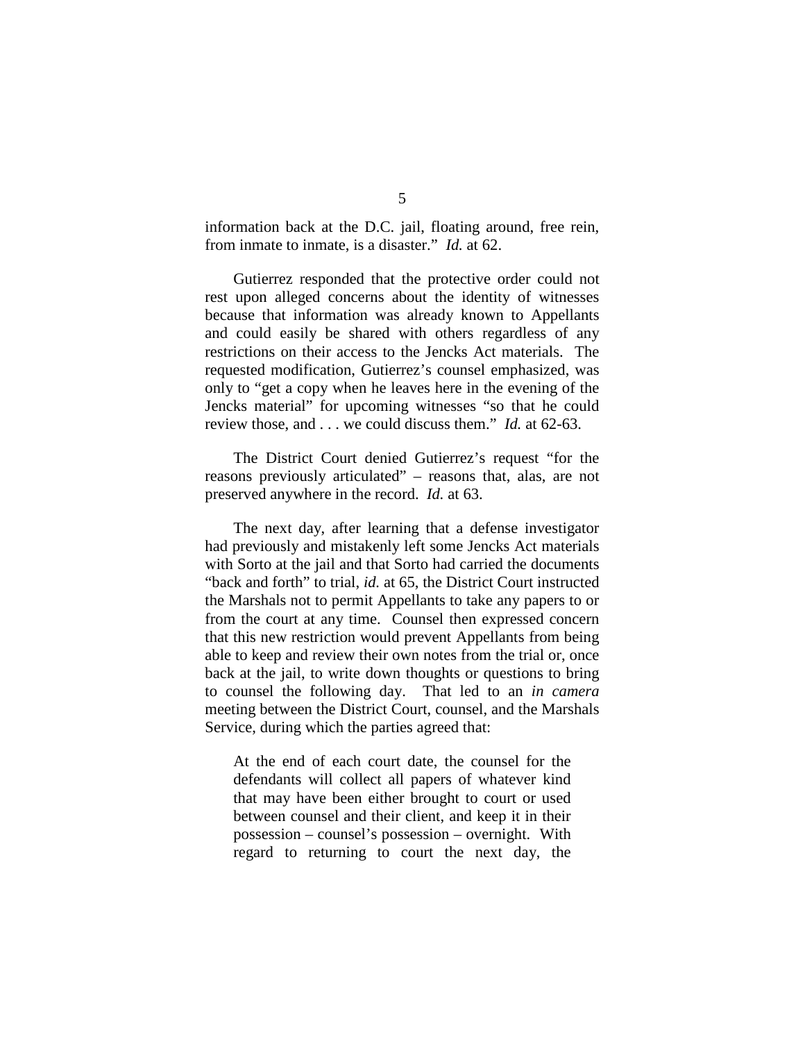information back at the D.C. jail, floating around, free rein, from inmate to inmate, is a disaster." *Id.* at 62.

Gutierrez responded that the protective order could not rest upon alleged concerns about the identity of witnesses because that information was already known to Appellants and could easily be shared with others regardless of any restrictions on their access to the Jencks Act materials. The requested modification, Gutierrez's counsel emphasized, was only to "get a copy when he leaves here in the evening of the Jencks material" for upcoming witnesses "so that he could review those, and . . . we could discuss them." *Id.* at 62-63.

The District Court denied Gutierrez's request "for the reasons previously articulated" – reasons that, alas, are not preserved anywhere in the record. *Id.* at 63.

The next day, after learning that a defense investigator had previously and mistakenly left some Jencks Act materials with Sorto at the jail and that Sorto had carried the documents "back and forth" to trial, *id.* at 65, the District Court instructed the Marshals not to permit Appellants to take any papers to or from the court at any time. Counsel then expressed concern that this new restriction would prevent Appellants from being able to keep and review their own notes from the trial or, once back at the jail, to write down thoughts or questions to bring to counsel the following day. That led to an *in camera* meeting between the District Court, counsel, and the Marshals Service, during which the parties agreed that:

> At the end of each court date, the counsel for the defendants will collect all papers of whatever kind that may have been either brought to court or used between counsel and their client, and keep it in their possession – counsel's possession – overnight. With regard to returning to court the next day, the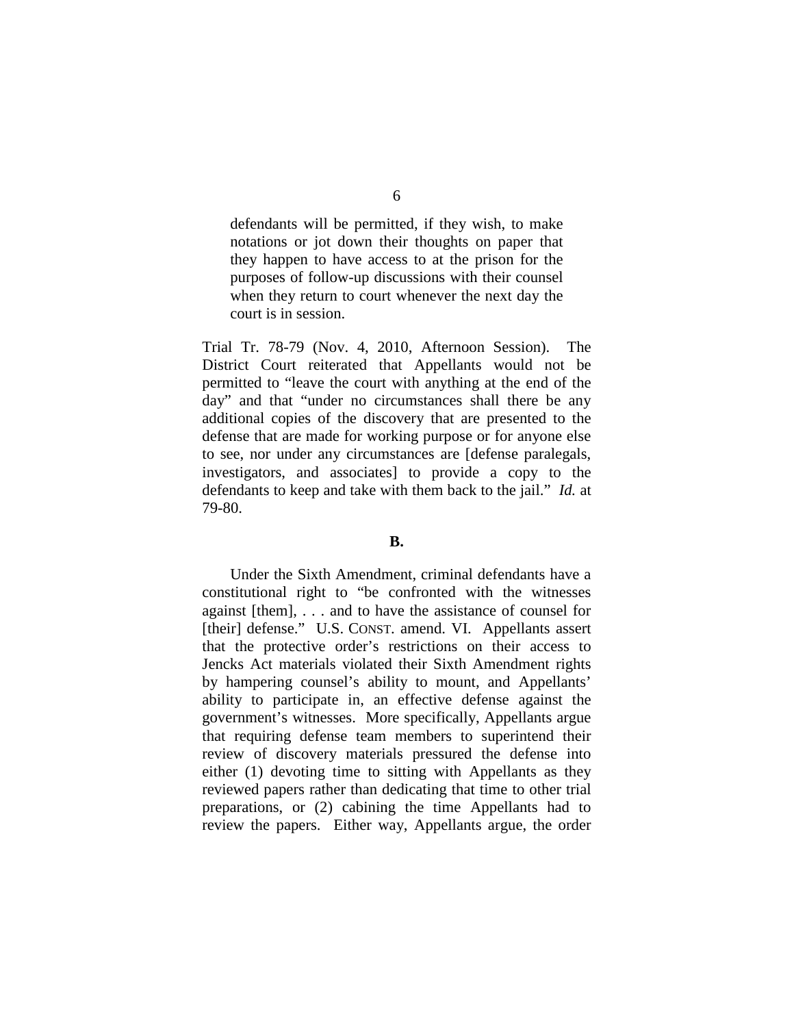> defendants will be permitted, if they wish, to make notations or jot down their thoughts on paper that they happen to have access to at the prison for the purposes of follow-up discussions with their counsel when they return to court whenever the next day the court is in session.

Trial Tr. 78-79 (Nov. 4, 2010, Afternoon Session). The District Court reiterated that Appellants would not be permitted to "leave the court with anything at the end of the day" and that "under no circumstances shall there be any additional copies of the discovery that are presented to the defense that are made for working purpose or for anyone else to see, nor under any circumstances are [defense paralegals, investigators, and associates] to provide a copy to the defendants to keep and take with them back to the jail." *Id.* at 79-80.

**B.**

Under the Sixth Amendment, criminal defendants have a constitutional right to "be confronted with the witnesses against [them], . . . and to have the assistance of counsel for [their] defense." U.S. CONST. amend. VI. Appellants assert that the protective order's restrictions on their access to Jencks Act materials violated their Sixth Amendment rights by hampering counsel's ability to mount, and Appellants' ability to participate in, an effective defense against the government's witnesses. More specifically, Appellants argue that requiring defense team members to superintend their review of discovery materials pressured the defense into either (1) devoting time to sitting with Appellants as they reviewed papers rather than dedicating that time to other trial preparations, or (2) cabining the time Appellants had to review the papers. Either way, Appellants argue, the order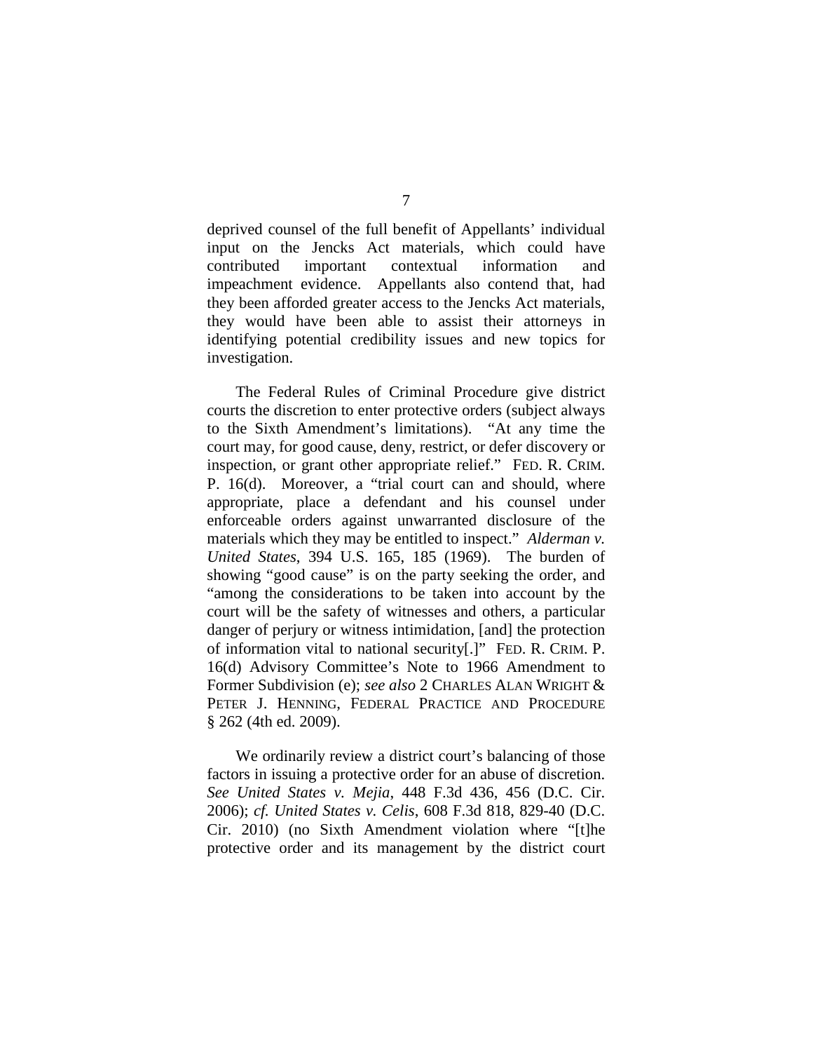deprived counsel of the full benefit of Appellants' individual input on the Jencks Act materials, which could have contributed important contextual information and impeachment evidence. Appellants also contend that, had they been afforded greater access to the Jencks Act materials, they would have been able to assist their attorneys in identifying potential credibility issues and new topics for investigation.

The Federal Rules of Criminal Procedure give district courts the discretion to enter protective orders (subject always to the Sixth Amendment's limitations). "At any time the court may, for good cause, deny, restrict, or defer discovery or inspection, or grant other appropriate relief." FED. R. CRIM. P. 16(d). Moreover, a "trial court can and should, where appropriate, place a defendant and his counsel under enforceable orders against unwarranted disclosure of the materials which they may be entitled to inspect." *Alderman v. United States*, 394 U.S. 165, 185 (1969). The burden of showing "good cause" is on the party seeking the order, and "among the considerations to be taken into account by the court will be the safety of witnesses and others, a particular danger of perjury or witness intimidation, [and] the protection of information vital to national security[.]" FED. R. CRIM. P. 16(d) Advisory Committee's Note to 1966 Amendment to Former Subdivision (e); *see also* 2 CHARLES ALAN WRIGHT & PETER J. HENNING, FEDERAL PRACTICE AND PROCEDURE § 262 (4th ed. 2009).

We ordinarily review a district court's balancing of those factors in issuing a protective order for an abuse of discretion. *See United States v. Mejia*, 448 F.3d 436, 456 (D.C. Cir. 2006); *cf. United States v. Celis*, 608 F.3d 818, 829-40 (D.C. Cir. 2010) (no Sixth Amendment violation where "[t]he protective order and its management by the district court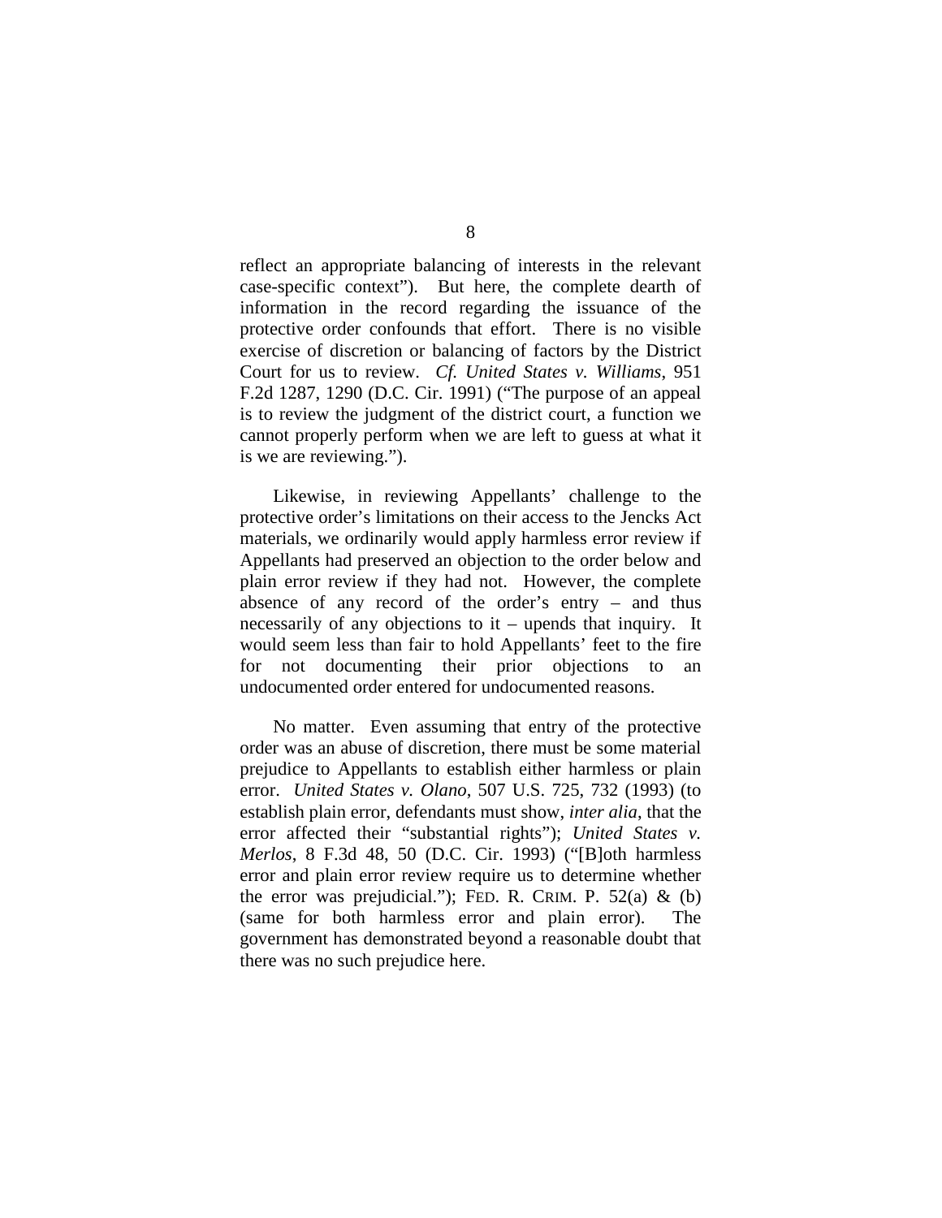reflect an appropriate balancing of interests in the relevant case-specific context"). But here, the complete dearth of information in the record regarding the issuance of the protective order confounds that effort. There is no visible exercise of discretion or balancing of factors by the District Court for us to review. *Cf. United States v. Williams*, 951 F.2d 1287, 1290 (D.C. Cir. 1991) ("The purpose of an appeal is to review the judgment of the district court, a function we cannot properly perform when we are left to guess at what it is we are reviewing.").

Likewise, in reviewing Appellants' challenge to the protective order's limitations on their access to the Jencks Act materials, we ordinarily would apply harmless error review if Appellants had preserved an objection to the order below and plain error review if they had not. However, the complete absence of any record of the order's entry – and thus necessarily of any objections to it – upends that inquiry. It would seem less than fair to hold Appellants' feet to the fire for not documenting their prior objections to an undocumented order entered for undocumented reasons.

No matter. Even assuming that entry of the protective order was an abuse of discretion, there must be some material prejudice to Appellants to establish either harmless or plain error. *United States v. Olano*, 507 U.S. 725, 732 (1993) (to establish plain error, defendants must show, *inter alia*, that the error affected their "substantial rights"); *United States v. Merlos*, 8 F.3d 48, 50 (D.C. Cir. 1993) ("[B]oth harmless error and plain error review require us to determine whether the error was prejudicial."); FED. R. CRIM. P. 52(a) & (b) (same for both harmless error and plain error). The government has demonstrated beyond a reasonable doubt that there was no such prejudice here.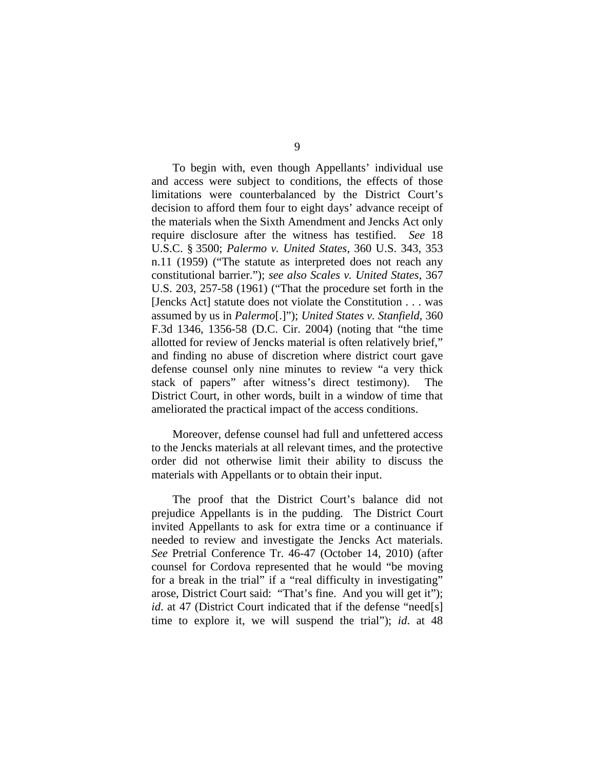To begin with, even though Appellants' individual use and access were subject to conditions, the effects of those limitations were counterbalanced by the District Court's decision to afford them four to eight days' advance receipt of the materials when the Sixth Amendment and Jencks Act only require disclosure after the witness has testified. *See* 18 U.S.C. § 3500; *Palermo v. United States*, 360 U.S. 343, 353 n.11 (1959) ("The statute as interpreted does not reach any constitutional barrier."); *see also Scales v. United States*, 367 U.S. 203, 257-58 (1961) ("That the procedure set forth in the [Jencks Act] statute does not violate the Constitution . . . was assumed by us in *Palermo*[.]"); *United States v. Stanfield*, 360 F.3d 1346, 1356-58 (D.C. Cir. 2004) (noting that "the time allotted for review of Jencks material is often relatively brief," and finding no abuse of discretion where district court gave defense counsel only nine minutes to review "a very thick stack of papers" after witness's direct testimony). The District Court, in other words, built in a window of time that ameliorated the practical impact of the access conditions.

Moreover, defense counsel had full and unfettered access to the Jencks materials at all relevant times, and the protective order did not otherwise limit their ability to discuss the materials with Appellants or to obtain their input.

The proof that the District Court's balance did not prejudice Appellants is in the pudding. The District Court invited Appellants to ask for extra time or a continuance if needed to review and investigate the Jencks Act materials. *See* Pretrial Conference Tr. 46-47 (October 14, 2010) (after counsel for Cordova represented that he would "be moving for a break in the trial" if a "real difficulty in investigating" arose, District Court said: "That's fine. And you will get it"); *id.* at 47 (District Court indicated that if the defense "need[s] time to explore it, we will suspend the trial"); *id.* at 48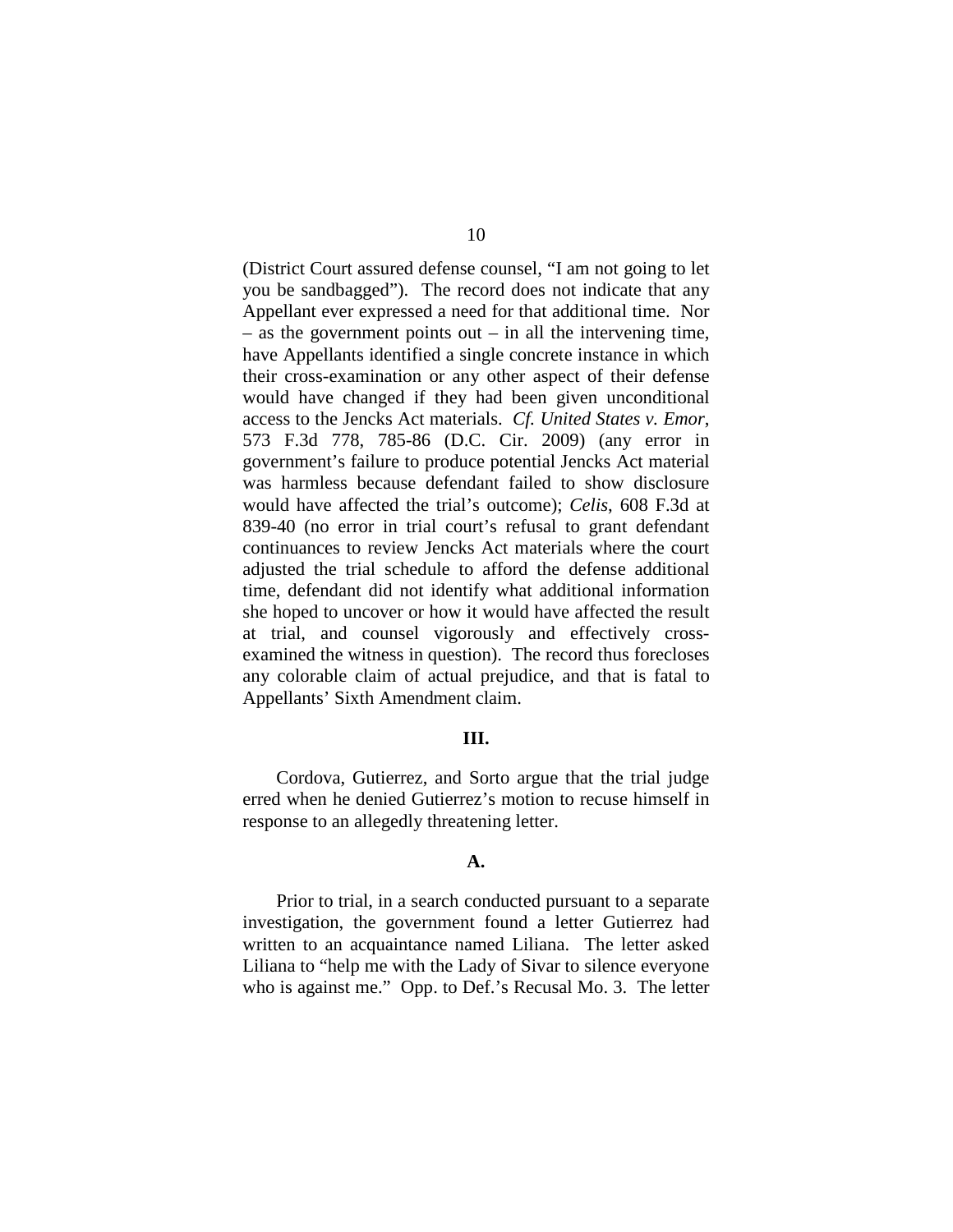(District Court assured defense counsel, "I am not going to let you be sandbagged"). The record does not indicate that any Appellant ever expressed a need for that additional time. Nor – as the government points out – in all the intervening time, have Appellants identified a single concrete instance in which their cross-examination or any other aspect of their defense would have changed if they had been given unconditional access to the Jencks Act materials. *Cf. United States v. Emor*, 573 F.3d 778, 785-86 (D.C. Cir. 2009) (any error in government's failure to produce potential Jencks Act material was harmless because defendant failed to show disclosure would have affected the trial's outcome); *Celis*, 608 F.3d at 839-40 (no error in trial court's refusal to grant defendant continuances to review Jencks Act materials where the court adjusted the trial schedule to afford the defense additional time, defendant did not identify what additional information she hoped to uncover or how it would have affected the result at trial, and counsel vigorously and effectively cross-examined the witness in question). The record thus forecloses any colorable claim of actual prejudice, and that is fatal to Appellants' Sixth Amendment claim.

## III.

Cordova, Gutierrez, and Sorto argue that the trial judge erred when he denied Gutierrez's motion to recuse himself in response to an allegedly threatening letter.

### A.

Prior to trial, in a search conducted pursuant to a separate investigation, the government found a letter Gutierrez had written to an acquaintance named Liliana. The letter asked Liliana to "help me with the Lady of Sivar to silence everyone who is against me." Opp. to Def.'s Recusal Mo. 3. The letter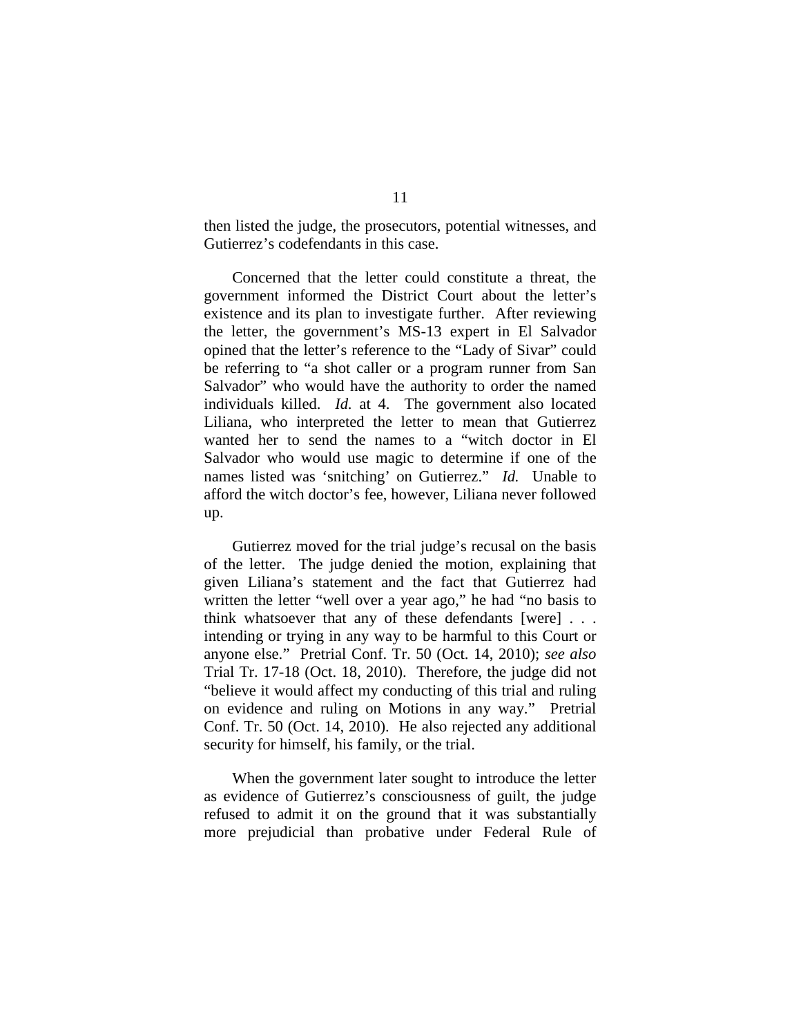then listed the judge, the prosecutors, potential witnesses, and Gutierrez's codefendants in this case.

Concerned that the letter could constitute a threat, the government informed the District Court about the letter's existence and its plan to investigate further. After reviewing the letter, the government's MS-13 expert in El Salvador opined that the letter's reference to the "Lady of Sivar" could be referring to "a shot caller or a program runner from San Salvador" who would have the authority to order the named individuals killed. *Id.* at 4. The government also located Liliana, who interpreted the letter to mean that Gutierrez wanted her to send the names to a "witch doctor in El Salvador who would use magic to determine if one of the names listed was 'snitching' on Gutierrez." *Id.* Unable to afford the witch doctor's fee, however, Liliana never followed up.

Gutierrez moved for the trial judge's recusal on the basis of the letter. The judge denied the motion, explaining that given Liliana's statement and the fact that Gutierrez had written the letter "well over a year ago," he had "no basis to think whatsoever that any of these defendants [were] . . . intending or trying in any way to be harmful to this Court or anyone else." Pretrial Conf. Tr. 50 (Oct. 14, 2010); *see also* Trial Tr. 17-18 (Oct. 18, 2010). Therefore, the judge did not "believe it would affect my conducting of this trial and ruling on evidence and ruling on Motions in any way." Pretrial Conf. Tr. 50 (Oct. 14, 2010). He also rejected any additional security for himself, his family, or the trial.

When the government later sought to introduce the letter as evidence of Gutierrez's consciousness of guilt, the judge refused to admit it on the ground that it was substantially more prejudicial than probative under Federal Rule of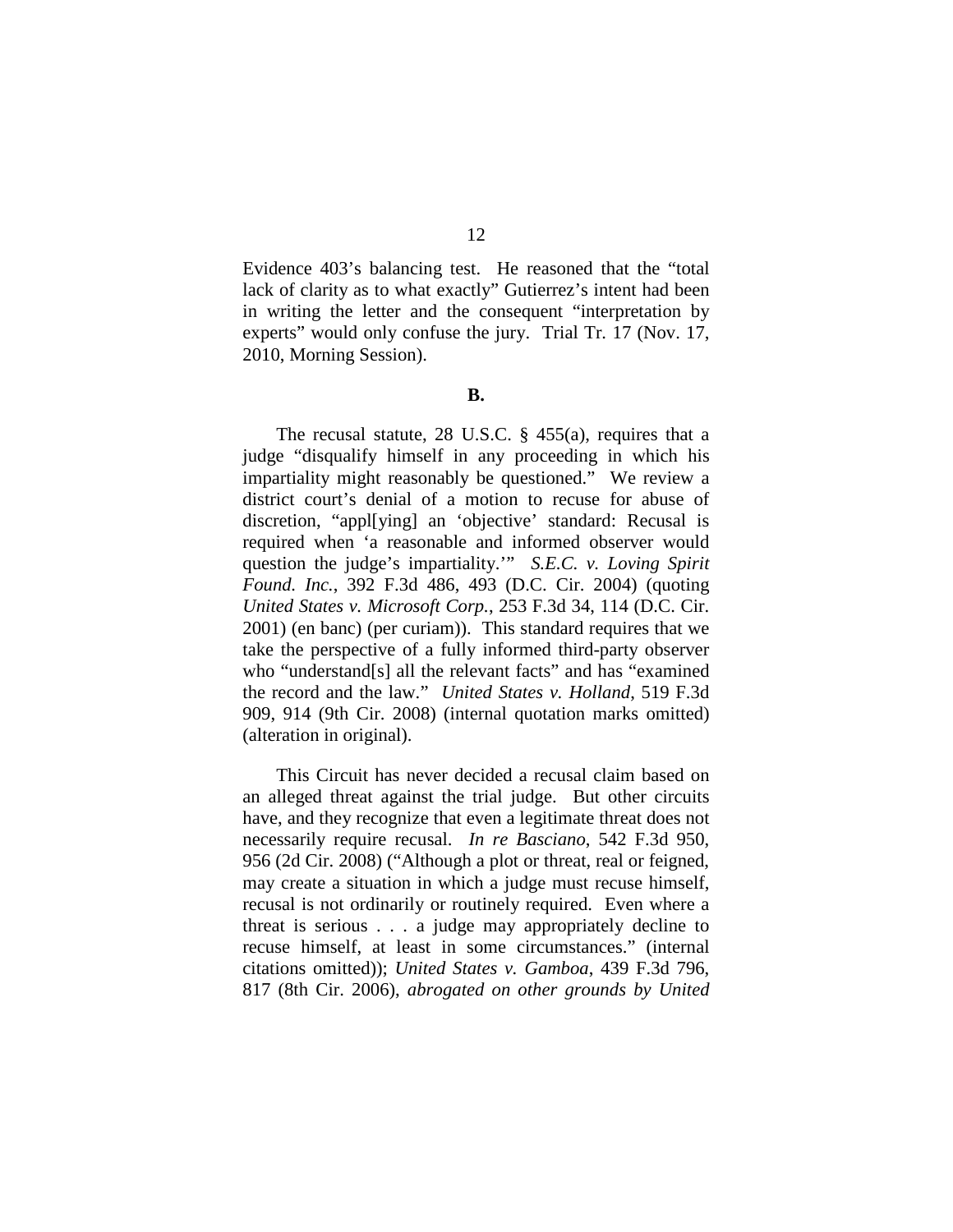Evidence 403's balancing test. He reasoned that the "total lack of clarity as to what exactly" Gutierrez's intent had been in writing the letter and the consequent "interpretation by experts" would only confuse the jury. Trial Tr. 17 (Nov. 17, 2010, Morning Session).

**B.**

The recusal statute, 28 U.S.C. § 455(a), requires that a judge "disqualify himself in any proceeding in which his impartiality might reasonably be questioned." We review a district court's denial of a motion to recuse for abuse of discretion, "appl[ying] an 'objective' standard: Recusal is required when 'a reasonable and informed observer would question the judge's impartiality.'" *S.E.C. v. Loving Spirit Found. Inc.*, 392 F.3d 486, 493 (D.C. Cir. 2004) (quoting *United States v. Microsoft Corp.*, 253 F.3d 34, 114 (D.C. Cir. 2001) (en banc) (per curiam)). This standard requires that we take the perspective of a fully informed third-party observer who "understand[s] all the relevant facts" and has "examined the record and the law." *United States v. Holland*, 519 F.3d 909, 914 (9th Cir. 2008) (internal quotation marks omitted) (alteration in original).

This Circuit has never decided a recusal claim based on an alleged threat against the trial judge. But other circuits have, and they recognize that even a legitimate threat does not necessarily require recusal. *In re Basciano*, 542 F.3d 950, 956 (2d Cir. 2008) ("Although a plot or threat, real or feigned, may create a situation in which a judge must recuse himself, recusal is not ordinarily or routinely required. Even where a threat is serious . . . a judge may appropriately decline to recuse himself, at least in some circumstances." (internal citations omitted)); *United States v. Gamboa*, 439 F.3d 796, 817 (8th Cir. 2006), *abrogated on other grounds by United*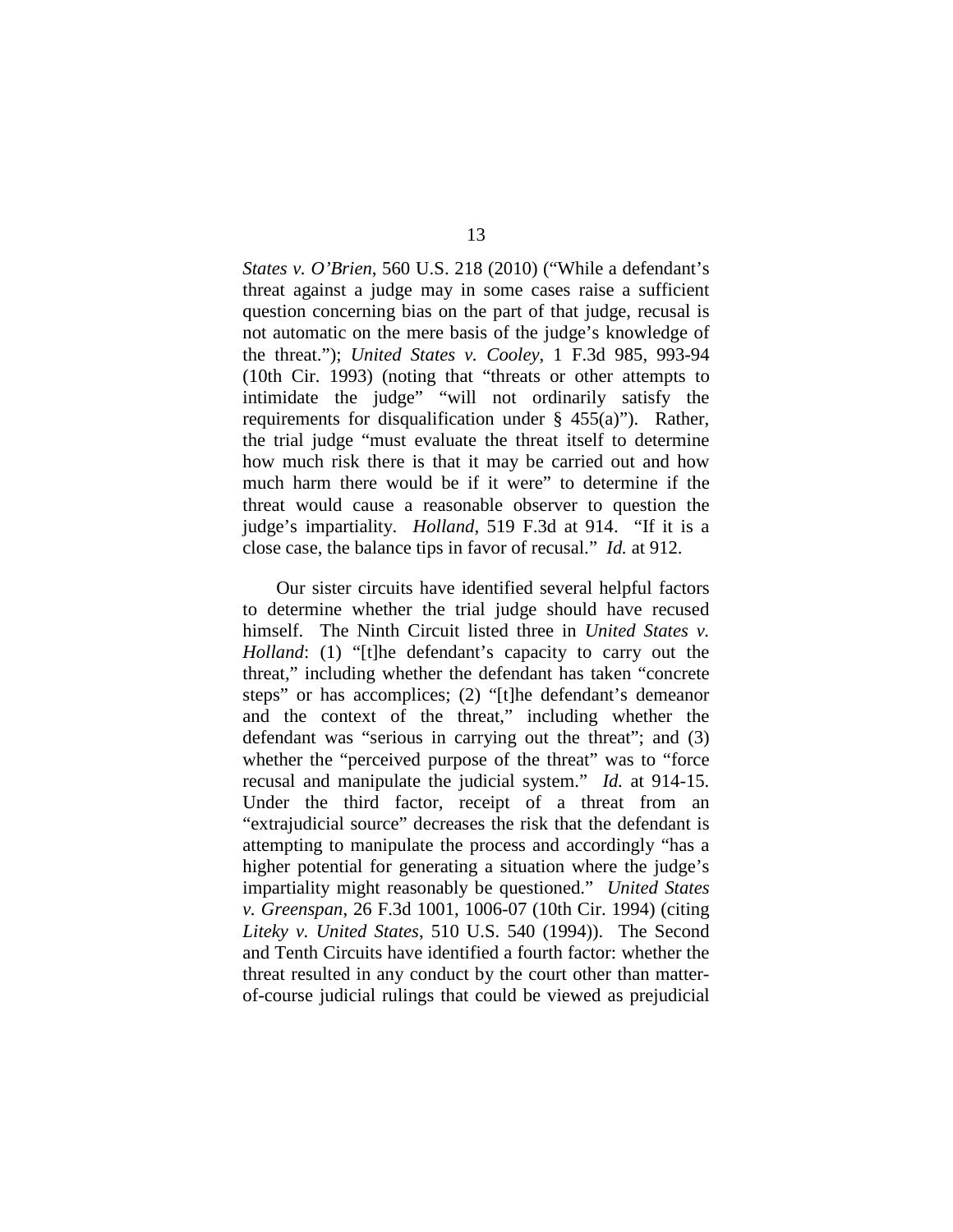*States v. O'Brien*, 560 U.S. 218 (2010) ("While a defendant's threat against a judge may in some cases raise a sufficient question concerning bias on the part of that judge, recusal is not automatic on the mere basis of the judge's knowledge of the threat."); *United States v. Cooley*, 1 F.3d 985, 993-94 (10th Cir. 1993) (noting that "threats or other attempts to intimidate the judge" "will not ordinarily satisfy the requirements for disqualification under § 455(a)"). Rather, the trial judge "must evaluate the threat itself to determine how much risk there is that it may be carried out and how much harm there would be if it were" to determine if the threat would cause a reasonable observer to question the judge's impartiality. *Holland*, 519 F.3d at 914. "If it is a close case, the balance tips in favor of recusal." *Id.* at 912.

Our sister circuits have identified several helpful factors to determine whether the trial judge should have recused himself. The Ninth Circuit listed three in *United States v. Holland*: (1) "[t]he defendant's capacity to carry out the threat," including whether the defendant has taken "concrete steps" or has accomplices; (2) "[t]he defendant's demeanor and the context of the threat," including whether the defendant was "serious in carrying out the threat"; and (3) whether the "perceived purpose of the threat" was to "force recusal and manipulate the judicial system." *Id.* at 914-15. Under the third factor, receipt of a threat from an "extrajudicial source" decreases the risk that the defendant is attempting to manipulate the process and accordingly "has a higher potential for generating a situation where the judge's impartiality might reasonably be questioned." *United States v. Greenspan*, 26 F.3d 1001, 1006-07 (10th Cir. 1994) (citing *Liteky v. United States*, 510 U.S. 540 (1994)). The Second and Tenth Circuits have identified a fourth factor: whether the threat resulted in any conduct by the court other than matter-of-course judicial rulings that could be viewed as prejudicial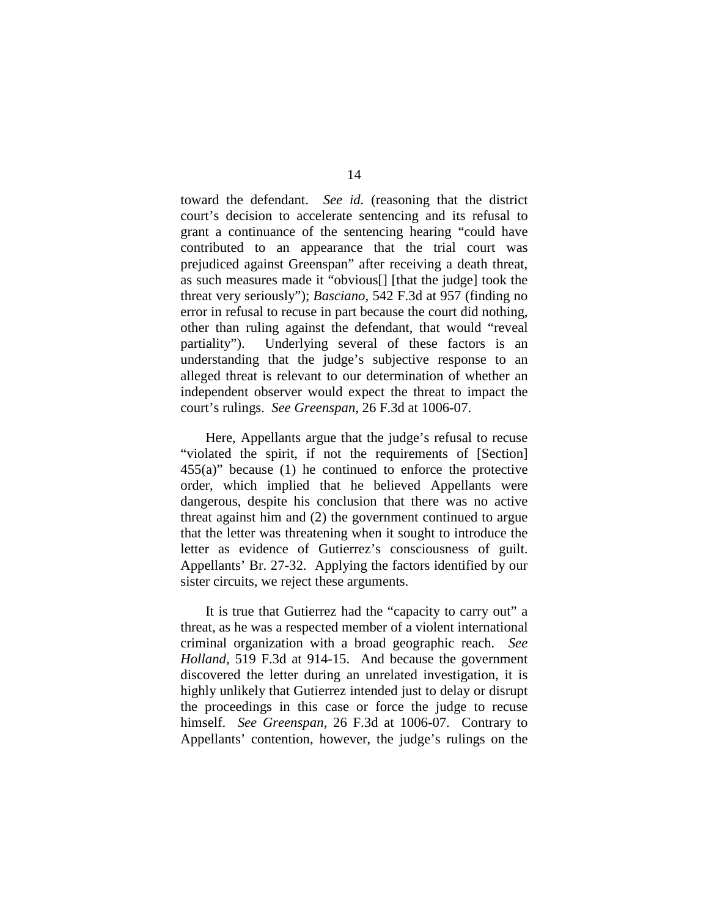toward the defendant. *See id.* (reasoning that the district court's decision to accelerate sentencing and its refusal to grant a continuance of the sentencing hearing "could have contributed to an appearance that the trial court was prejudiced against Greenspan" after receiving a death threat, as such measures made it "obvious[] [that the judge] took the threat very seriously"); *Basciano*, 542 F.3d at 957 (finding no error in refusal to recuse in part because the court did nothing, other than ruling against the defendant, that would "reveal partiality"). Underlying several of these factors is an understanding that the judge's subjective response to an alleged threat is relevant to our determination of whether an independent observer would expect the threat to impact the court's rulings. *See Greenspan*, 26 F.3d at 1006-07.

Here, Appellants argue that the judge's refusal to recuse "violated the spirit, if not the requirements of [Section] 455(a)" because (1) he continued to enforce the protective order, which implied that he believed Appellants were dangerous, despite his conclusion that there was no active threat against him and (2) the government continued to argue that the letter was threatening when it sought to introduce the letter as evidence of Gutierrez's consciousness of guilt. Appellants' Br. 27-32. Applying the factors identified by our sister circuits, we reject these arguments.

It is true that Gutierrez had the "capacity to carry out" a threat, as he was a respected member of a violent international criminal organization with a broad geographic reach. *See Holland*, 519 F.3d at 914-15. And because the government discovered the letter during an unrelated investigation, it is highly unlikely that Gutierrez intended just to delay or disrupt the proceedings in this case or force the judge to recuse himself. *See Greenspan*, 26 F.3d at 1006-07. Contrary to Appellants' contention, however, the judge's rulings on the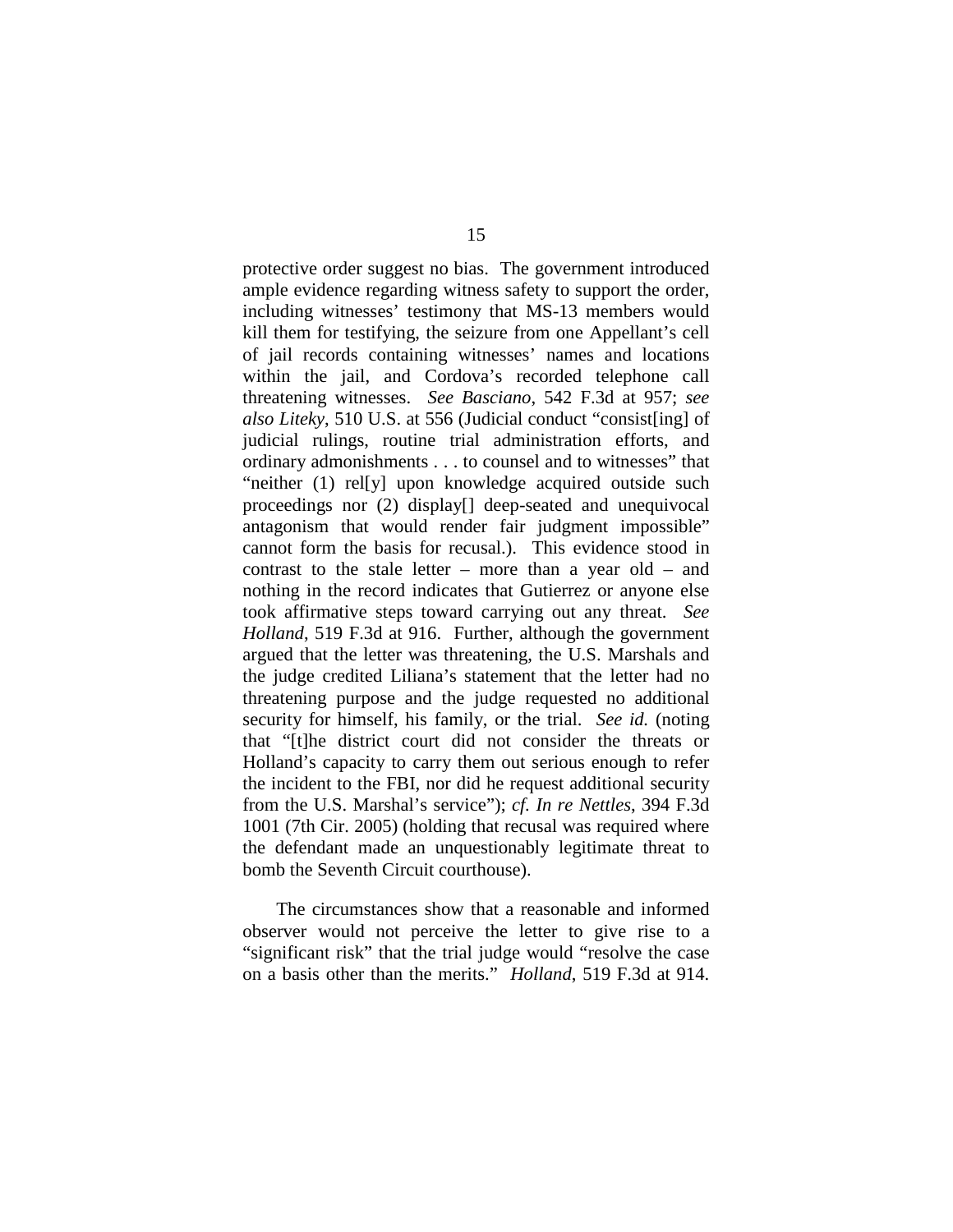protective order suggest no bias. The government introduced ample evidence regarding witness safety to support the order, including witnesses' testimony that MS-13 members would kill them for testifying, the seizure from one Appellant's cell of jail records containing witnesses' names and locations within the jail, and Cordova's recorded telephone call threatening witnesses. *See Basciano*, 542 F.3d at 957; *see also Liteky*, 510 U.S. at 556 (Judicial conduct "consist[ing] of judicial rulings, routine trial administration efforts, and ordinary admonishments . . . to counsel and to witnesses" that "neither (1) rel[y] upon knowledge acquired outside such proceedings nor (2) display[] deep-seated and unequivocal antagonism that would render fair judgment impossible" cannot form the basis for recusal.). This evidence stood in contrast to the stale letter – more than a year old – and nothing in the record indicates that Gutierrez or anyone else took affirmative steps toward carrying out any threat. *See Holland*, 519 F.3d at 916. Further, although the government argued that the letter was threatening, the U.S. Marshals and the judge credited Liliana's statement that the letter had no threatening purpose and the judge requested no additional security for himself, his family, or the trial. *See id.* (noting that "[t]he district court did not consider the threats or Holland's capacity to carry them out serious enough to refer the incident to the FBI, nor did he request additional security from the U.S. Marshal's service"); *cf. In re Nettles*, 394 F.3d 1001 (7th Cir. 2005) (holding that recusal was required where the defendant made an unquestionably legitimate threat to bomb the Seventh Circuit courthouse).

The circumstances show that a reasonable and informed observer would not perceive the letter to give rise to a "significant risk" that the trial judge would "resolve the case on a basis other than the merits." *Holland*, 519 F.3d at 914.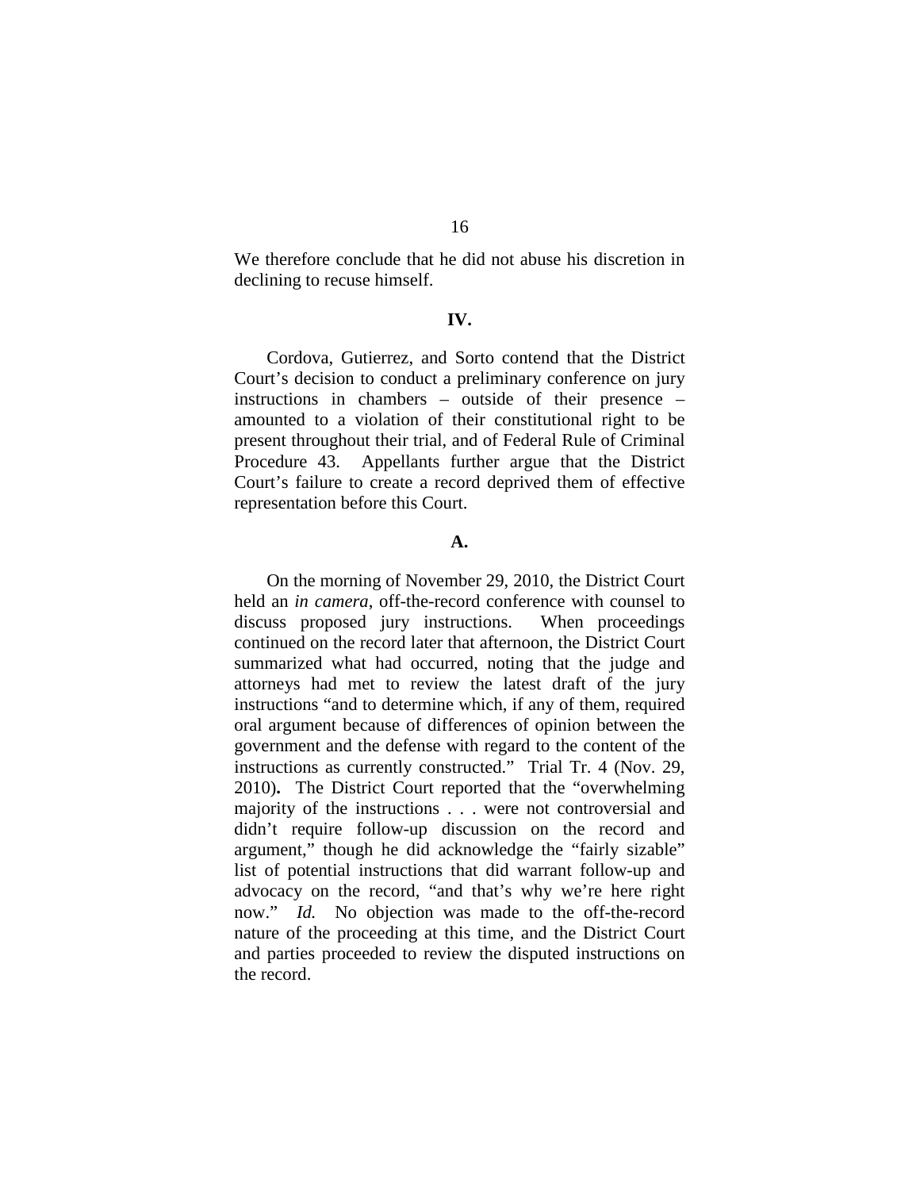We therefore conclude that he did not abuse his discretion in declining to recuse himself.

## IV.

Cordova, Gutierrez, and Sorto contend that the District Court's decision to conduct a preliminary conference on jury instructions in chambers – outside of their presence – amounted to a violation of their constitutional right to be present throughout their trial, and of Federal Rule of Criminal Procedure 43. Appellants further argue that the District Court's failure to create a record deprived them of effective representation before this Court.

### A.

On the morning of November 29, 2010, the District Court held an *in camera*, off-the-record conference with counsel to discuss proposed jury instructions. When proceedings continued on the record later that afternoon, the District Court summarized what had occurred, noting that the judge and attorneys had met to review the latest draft of the jury instructions "and to determine which, if any of them, required oral argument because of differences of opinion between the government and the defense with regard to the content of the instructions as currently constructed." Trial Tr. 4 (Nov. 29, 2010)**.** The District Court reported that the "overwhelming majority of the instructions . . . were not controversial and didn't require follow-up discussion on the record and argument," though he did acknowledge the "fairly sizable" list of potential instructions that did warrant follow-up and advocacy on the record, "and that's why we're here right now." *Id.* No objection was made to the off-the-record nature of the proceeding at this time, and the District Court and parties proceeded to review the disputed instructions on the record.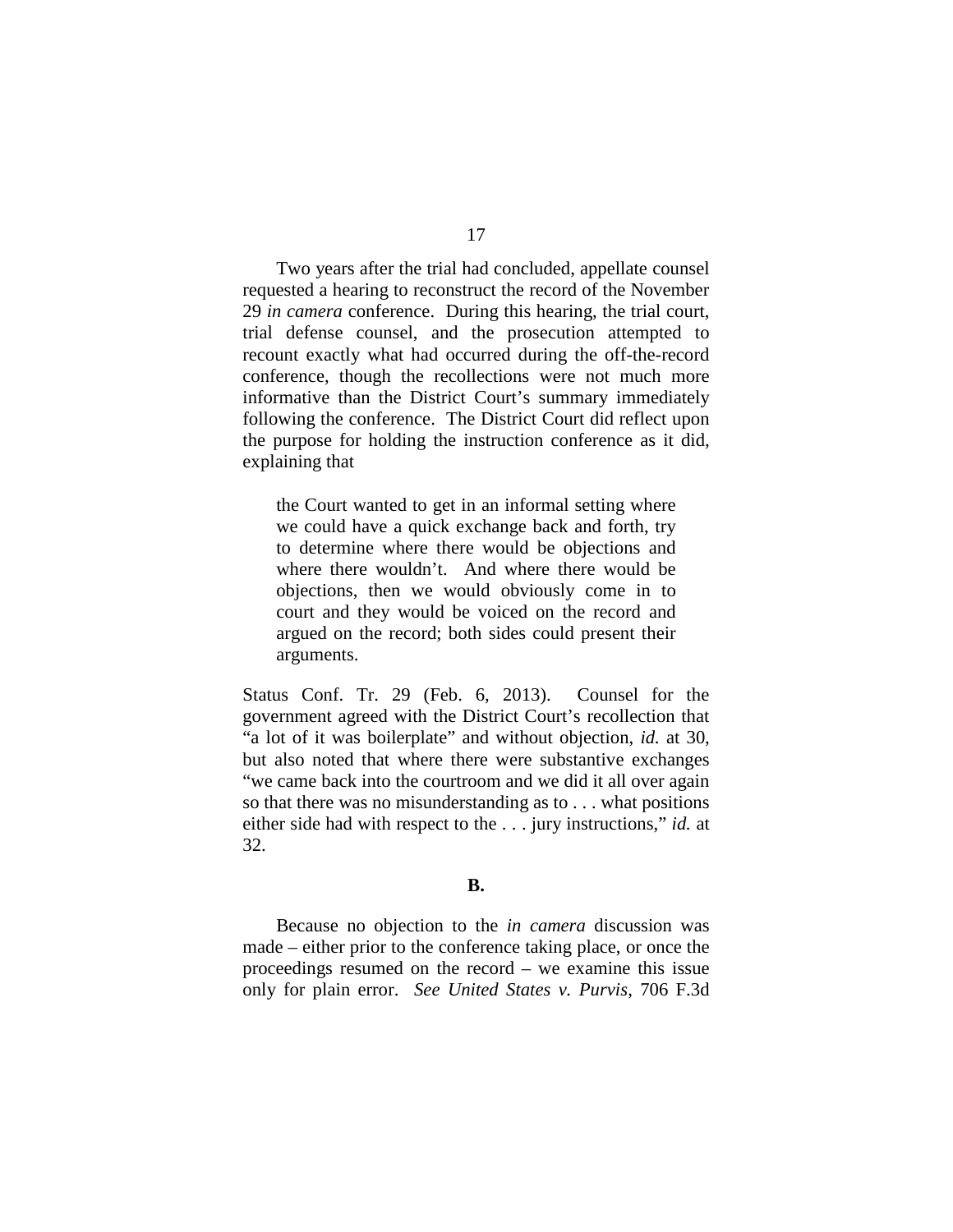Two years after the trial had concluded, appellate counsel requested a hearing to reconstruct the record of the November 29 *in camera* conference. During this hearing, the trial court, trial defense counsel, and the prosecution attempted to recount exactly what had occurred during the off-the-record conference, though the recollections were not much more informative than the District Court's summary immediately following the conference. The District Court did reflect upon the purpose for holding the instruction conference as it did, explaining that

> the Court wanted to get in an informal setting where we could have a quick exchange back and forth, try to determine where there would be objections and where there wouldn't. And where there would be objections, then we would obviously come in to court and they would be voiced on the record and argued on the record; both sides could present their arguments.

Status Conf. Tr. 29 (Feb. 6, 2013). Counsel for the government agreed with the District Court's recollection that "a lot of it was boilerplate" and without objection, *id.* at 30, but also noted that where there were substantive exchanges "we came back into the courtroom and we did it all over again so that there was no misunderstanding as to . . . what positions either side had with respect to the . . . jury instructions," *id.* at 32.

**B.**

Because no objection to the *in camera* discussion was made – either prior to the conference taking place, or once the proceedings resumed on the record – we examine this issue only for plain error. *See United States v. Purvis*, 706 F.3d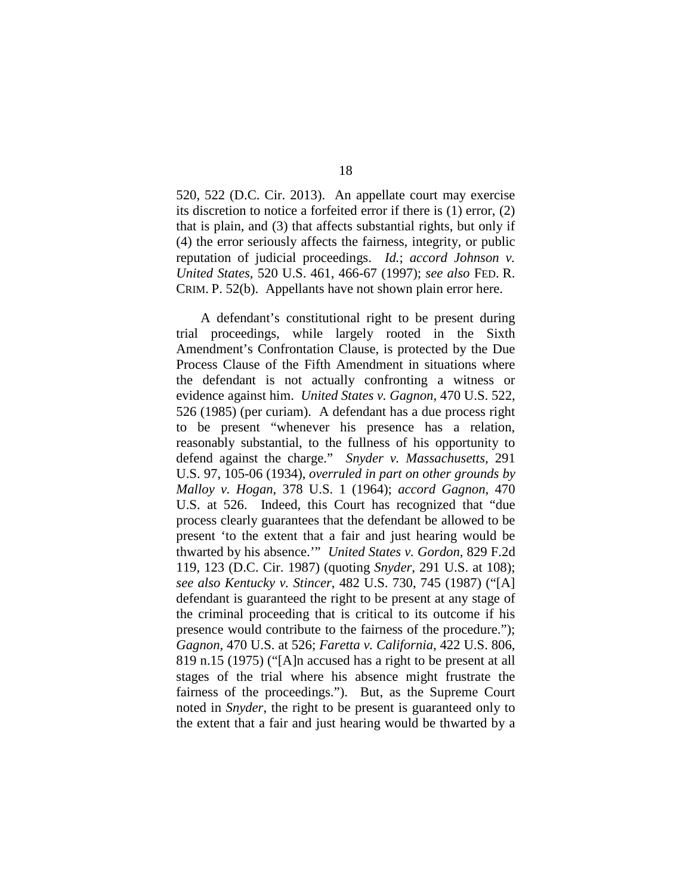520, 522 (D.C. Cir. 2013). An appellate court may exercise its discretion to notice a forfeited error if there is (1) error, (2) that is plain, and (3) that affects substantial rights, but only if (4) the error seriously affects the fairness, integrity, or public reputation of judicial proceedings. *Id.*; *accord Johnson v. United States*, 520 U.S. 461, 466-67 (1997); *see also* FED. R. CRIM. P. 52(b). Appellants have not shown plain error here.

A defendant's constitutional right to be present during trial proceedings, while largely rooted in the Sixth Amendment's Confrontation Clause, is protected by the Due Process Clause of the Fifth Amendment in situations where the defendant is not actually confronting a witness or evidence against him. *United States v. Gagnon*, 470 U.S. 522, 526 (1985) (per curiam). A defendant has a due process right to be present "whenever his presence has a relation, reasonably substantial, to the fullness of his opportunity to defend against the charge." *Snyder v. Massachusetts*, 291 U.S. 97, 105-06 (1934), *overruled in part on other grounds by Malloy v. Hogan*, 378 U.S. 1 (1964); *accord Gagnon*, 470 U.S. at 526. Indeed, this Court has recognized that "due process clearly guarantees that the defendant be allowed to be present 'to the extent that a fair and just hearing would be thwarted by his absence.'" *United States v. Gordon*, 829 F.2d 119, 123 (D.C. Cir. 1987) (quoting *Snyder*, 291 U.S. at 108); *see also Kentucky v. Stincer*, 482 U.S. 730, 745 (1987) ("[A] defendant is guaranteed the right to be present at any stage of the criminal proceeding that is critical to its outcome if his presence would contribute to the fairness of the procedure."); *Gagnon*, 470 U.S. at 526; *Faretta v. California*, 422 U.S. 806, 819 n.15 (1975) ("[A]n accused has a right to be present at all stages of the trial where his absence might frustrate the fairness of the proceedings."). But, as the Supreme Court noted in *Snyder*, the right to be present is guaranteed only to the extent that a fair and just hearing would be thwarted by a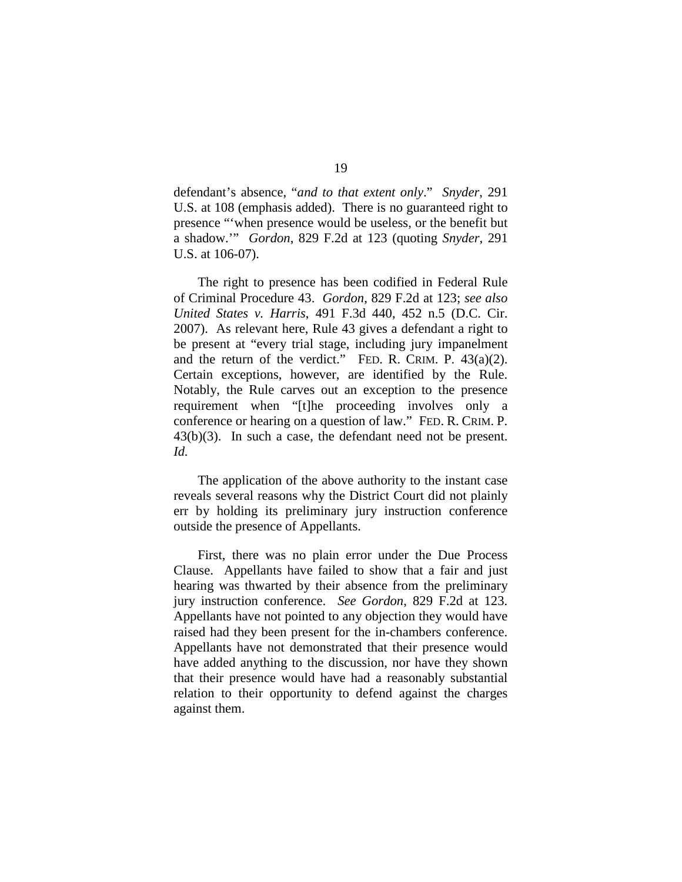defendant's absence, "*and to that extent only*." *Snyder*, 291 U.S. at 108 (emphasis added). There is no guaranteed right to presence "'when presence would be useless, or the benefit but a shadow.'" *Gordon*, 829 F.2d at 123 (quoting *Snyder*, 291 U.S. at 106-07).

The right to presence has been codified in Federal Rule of Criminal Procedure 43. *Gordon*, 829 F.2d at 123; *see also United States v. Harris*, 491 F.3d 440, 452 n.5 (D.C. Cir. 2007). As relevant here, Rule 43 gives a defendant a right to be present at "every trial stage, including jury impanelment and the return of the verdict." FED. R. CRIM. P. 43(a)(2). Certain exceptions, however, are identified by the Rule. Notably, the Rule carves out an exception to the presence requirement when "[t]he proceeding involves only a conference or hearing on a question of law." FED. R. CRIM. P. 43(b)(3). In such a case, the defendant need not be present. *Id.*

The application of the above authority to the instant case reveals several reasons why the District Court did not plainly err by holding its preliminary jury instruction conference outside the presence of Appellants.

First, there was no plain error under the Due Process Clause. Appellants have failed to show that a fair and just hearing was thwarted by their absence from the preliminary jury instruction conference. *See Gordon*, 829 F.2d at 123. Appellants have not pointed to any objection they would have raised had they been present for the in-chambers conference. Appellants have not demonstrated that their presence would have added anything to the discussion, nor have they shown that their presence would have had a reasonably substantial relation to their opportunity to defend against the charges against them.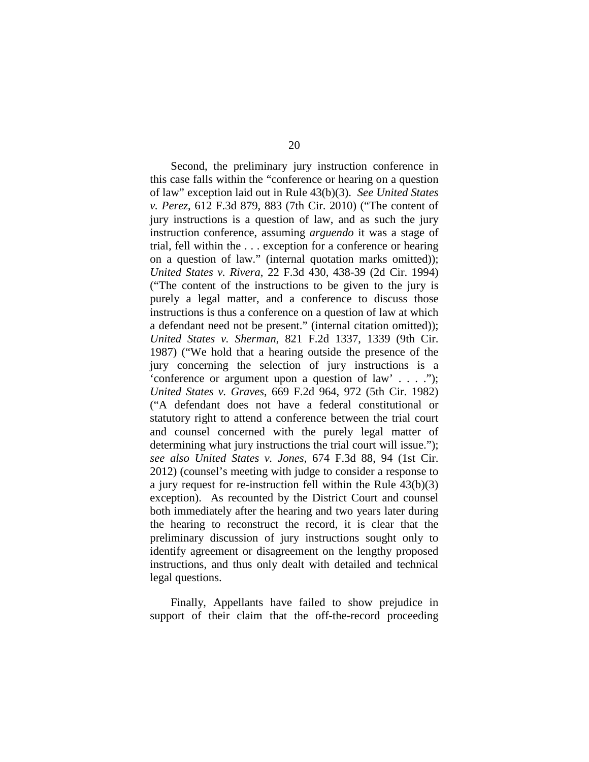Second, the preliminary jury instruction conference in this case falls within the "conference or hearing on a question of law" exception laid out in Rule 43(b)(3). *See United States v. Perez*, 612 F.3d 879, 883 (7th Cir. 2010) ("The content of jury instructions is a question of law, and as such the jury instruction conference, assuming *arguendo* it was a stage of trial, fell within the . . . exception for a conference or hearing on a question of law." (internal quotation marks omitted)); *United States v. Rivera*, 22 F.3d 430, 438-39 (2d Cir. 1994) ("The content of the instructions to be given to the jury is purely a legal matter, and a conference to discuss those instructions is thus a conference on a question of law at which a defendant need not be present." (internal citation omitted)); *United States v. Sherman*, 821 F.2d 1337, 1339 (9th Cir. 1987) ("We hold that a hearing outside the presence of the jury concerning the selection of jury instructions is a 'conference or argument upon a question of law' . . . ."); *United States v. Graves*, 669 F.2d 964, 972 (5th Cir. 1982) ("A defendant does not have a federal constitutional or statutory right to attend a conference between the trial court and counsel concerned with the purely legal matter of determining what jury instructions the trial court will issue."); *see also United States v. Jones*, 674 F.3d 88, 94 (1st Cir. 2012) (counsel's meeting with judge to consider a response to a jury request for re-instruction fell within the Rule 43(b)(3) exception). As recounted by the District Court and counsel both immediately after the hearing and two years later during the hearing to reconstruct the record, it is clear that the preliminary discussion of jury instructions sought only to identify agreement or disagreement on the lengthy proposed instructions, and thus only dealt with detailed and technical legal questions.

Finally, Appellants have failed to show prejudice in support of their claim that the off-the-record proceeding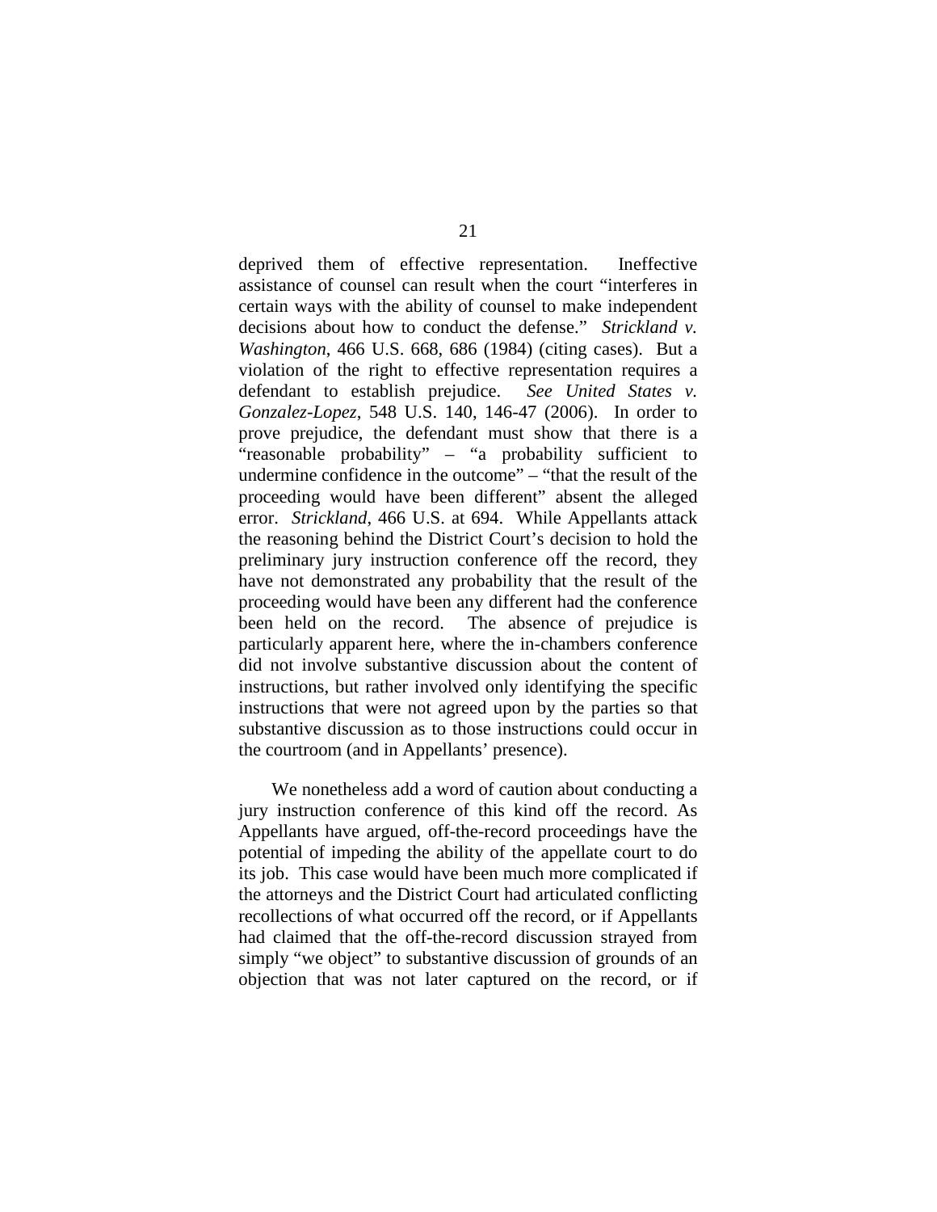deprived them of effective representation. Ineffective assistance of counsel can result when the court "interferes in certain ways with the ability of counsel to make independent decisions about how to conduct the defense." *Strickland v. Washington*, 466 U.S. 668, 686 (1984) (citing cases). But a violation of the right to effective representation requires a defendant to establish prejudice. *See United States v. Gonzalez-Lopez*, 548 U.S. 140, 146-47 (2006). In order to prove prejudice, the defendant must show that there is a "reasonable probability" – "a probability sufficient to undermine confidence in the outcome" – "that the result of the proceeding would have been different" absent the alleged error. *Strickland*, 466 U.S. at 694. While Appellants attack the reasoning behind the District Court's decision to hold the preliminary jury instruction conference off the record, they have not demonstrated any probability that the result of the proceeding would have been any different had the conference been held on the record. The absence of prejudice is particularly apparent here, where the in-chambers conference did not involve substantive discussion about the content of instructions, but rather involved only identifying the specific instructions that were not agreed upon by the parties so that substantive discussion as to those instructions could occur in the courtroom (and in Appellants' presence).

We nonetheless add a word of caution about conducting a jury instruction conference of this kind off the record. As Appellants have argued, off-the-record proceedings have the potential of impeding the ability of the appellate court to do its job. This case would have been much more complicated if the attorneys and the District Court had articulated conflicting recollections of what occurred off the record, or if Appellants had claimed that the off-the-record discussion strayed from simply "we object" to substantive discussion of grounds of an objection that was not later captured on the record, or if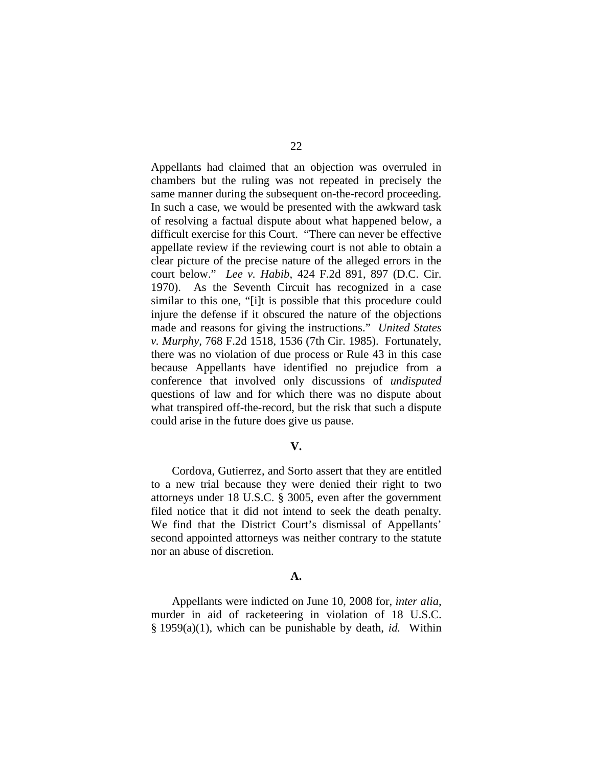Appellants had claimed that an objection was overruled in chambers but the ruling was not repeated in precisely the same manner during the subsequent on-the-record proceeding. In such a case, we would be presented with the awkward task of resolving a factual dispute about what happened below, a difficult exercise for this Court. "There can never be effective appellate review if the reviewing court is not able to obtain a clear picture of the precise nature of the alleged errors in the court below." *Lee v. Habib*, 424 F.2d 891, 897 (D.C. Cir. 1970). As the Seventh Circuit has recognized in a case similar to this one, "[i]t is possible that this procedure could injure the defense if it obscured the nature of the objections made and reasons for giving the instructions." *United States v. Murphy*, 768 F.2d 1518, 1536 (7th Cir. 1985). Fortunately, there was no violation of due process or Rule 43 in this case because Appellants have identified no prejudice from a conference that involved only discussions of *undisputed* questions of law and for which there was no dispute about what transpired off-the-record, but the risk that such a dispute could arise in the future does give us pause.

## V.

Cordova, Gutierrez, and Sorto assert that they are entitled to a new trial because they were denied their right to two attorneys under 18 U.S.C. § 3005, even after the government filed notice that it did not intend to seek the death penalty. We find that the District Court's dismissal of Appellants' second appointed attorneys was neither contrary to the statute nor an abuse of discretion.

### A.

Appellants were indicted on June 10, 2008 for, *inter alia*, murder in aid of racketeering in violation of 18 U.S.C. § 1959(a)(1), which can be punishable by death, *id.* Within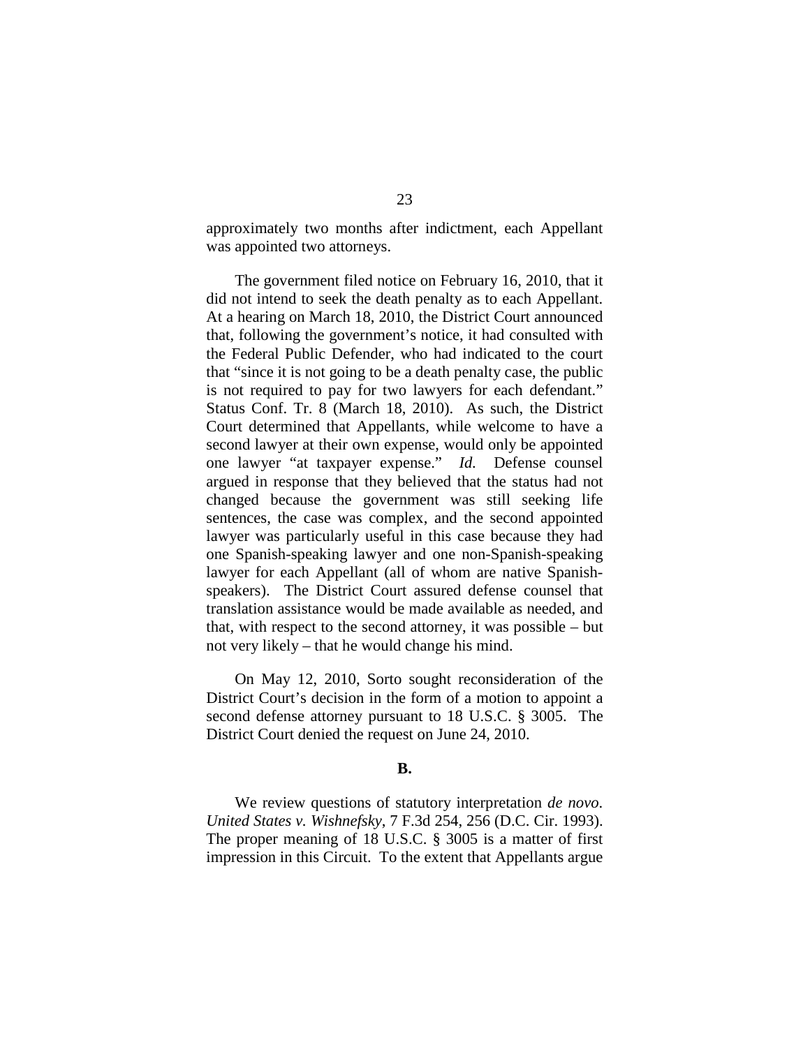approximately two months after indictment, each Appellant was appointed two attorneys.

The government filed notice on February 16, 2010, that it did not intend to seek the death penalty as to each Appellant. At a hearing on March 18, 2010, the District Court announced that, following the government's notice, it had consulted with the Federal Public Defender, who had indicated to the court that "since it is not going to be a death penalty case, the public is not required to pay for two lawyers for each defendant." Status Conf. Tr. 8 (March 18, 2010). As such, the District Court determined that Appellants, while welcome to have a second lawyer at their own expense, would only be appointed one lawyer "at taxpayer expense." *Id.* Defense counsel argued in response that they believed that the status had not changed because the government was still seeking life sentences, the case was complex, and the second appointed lawyer was particularly useful in this case because they had one Spanish-speaking lawyer and one non-Spanish-speaking lawyer for each Appellant (all of whom are native Spanish-speakers). The District Court assured defense counsel that translation assistance would be made available as needed, and that, with respect to the second attorney, it was possible – but not very likely – that he would change his mind.

On May 12, 2010, Sorto sought reconsideration of the District Court's decision in the form of a motion to appoint a second defense attorney pursuant to 18 U.S.C. § 3005. The District Court denied the request on June 24, 2010.

**B.**

We review questions of statutory interpretation *de novo*. *United States v. Wishnefsky*, 7 F.3d 254, 256 (D.C. Cir. 1993). The proper meaning of 18 U.S.C. § 3005 is a matter of first impression in this Circuit. To the extent that Appellants argue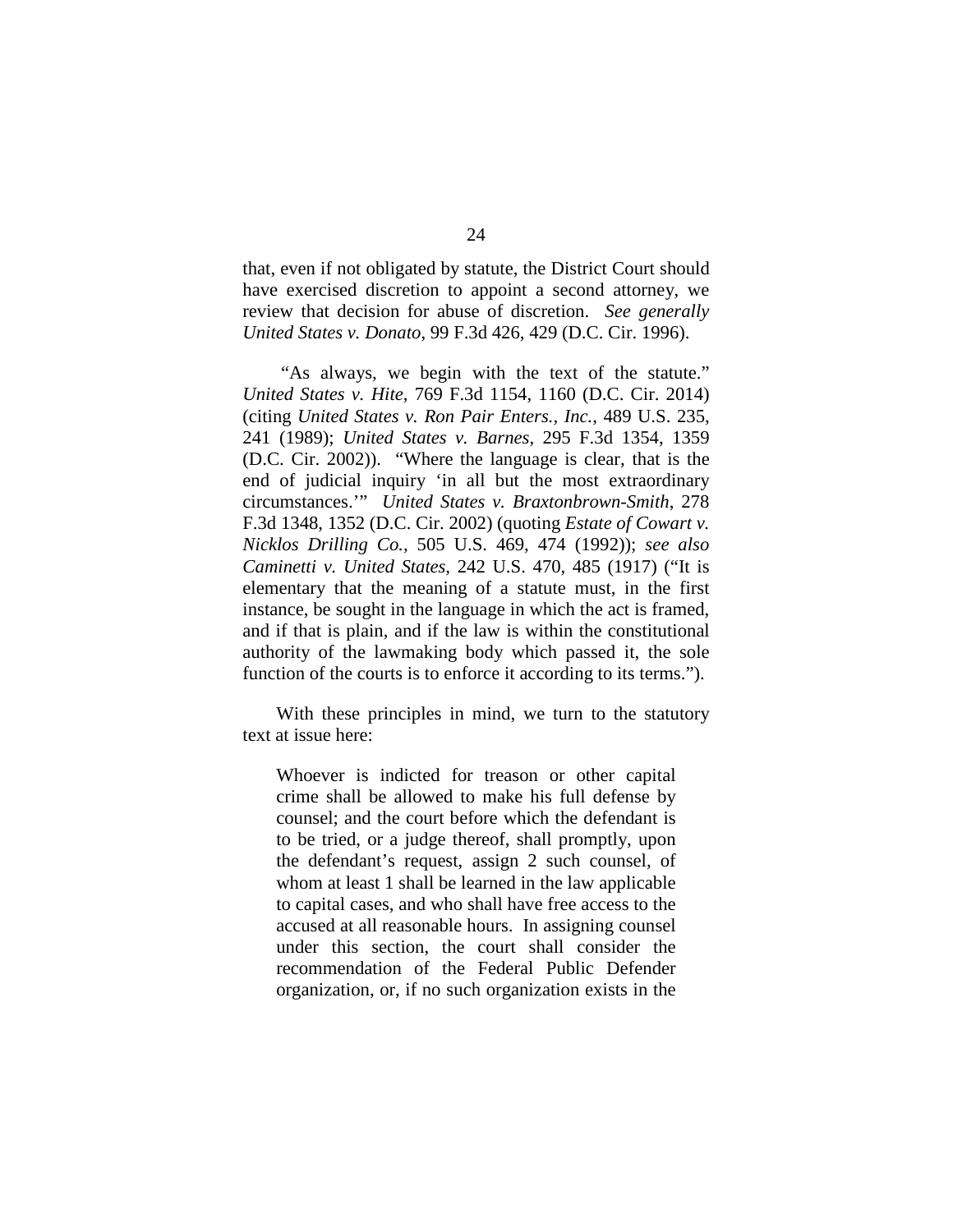that, even if not obligated by statute, the District Court should have exercised discretion to appoint a second attorney, we review that decision for abuse of discretion. *See generally United States v. Donato*, 99 F.3d 426, 429 (D.C. Cir. 1996).

"As always, we begin with the text of the statute." *United States v. Hite*, 769 F.3d 1154, 1160 (D.C. Cir. 2014) (citing *United States v. Ron Pair Enters., Inc.*, 489 U.S. 235, 241 (1989); *United States v. Barnes*, 295 F.3d 1354, 1359 (D.C. Cir. 2002)). "Where the language is clear, that is the end of judicial inquiry 'in all but the most extraordinary circumstances.'" *United States v. Braxtonbrown-Smith*, 278 F.3d 1348, 1352 (D.C. Cir. 2002) (quoting *Estate of Cowart v. Nicklos Drilling Co.*, 505 U.S. 469, 474 (1992)); *see also Caminetti v. United States*, 242 U.S. 470, 485 (1917) ("It is elementary that the meaning of a statute must, in the first instance, be sought in the language in which the act is framed, and if that is plain, and if the law is within the constitutional authority of the lawmaking body which passed it, the sole function of the courts is to enforce it according to its terms.").

With these principles in mind, we turn to the statutory text at issue here:

> Whoever is indicted for treason or other capital crime shall be allowed to make his full defense by counsel; and the court before which the defendant is to be tried, or a judge thereof, shall promptly, upon the defendant's request, assign 2 such counsel, of whom at least 1 shall be learned in the law applicable to capital cases, and who shall have free access to the accused at all reasonable hours. In assigning counsel under this section, the court shall consider the recommendation of the Federal Public Defender organization, or, if no such organization exists in the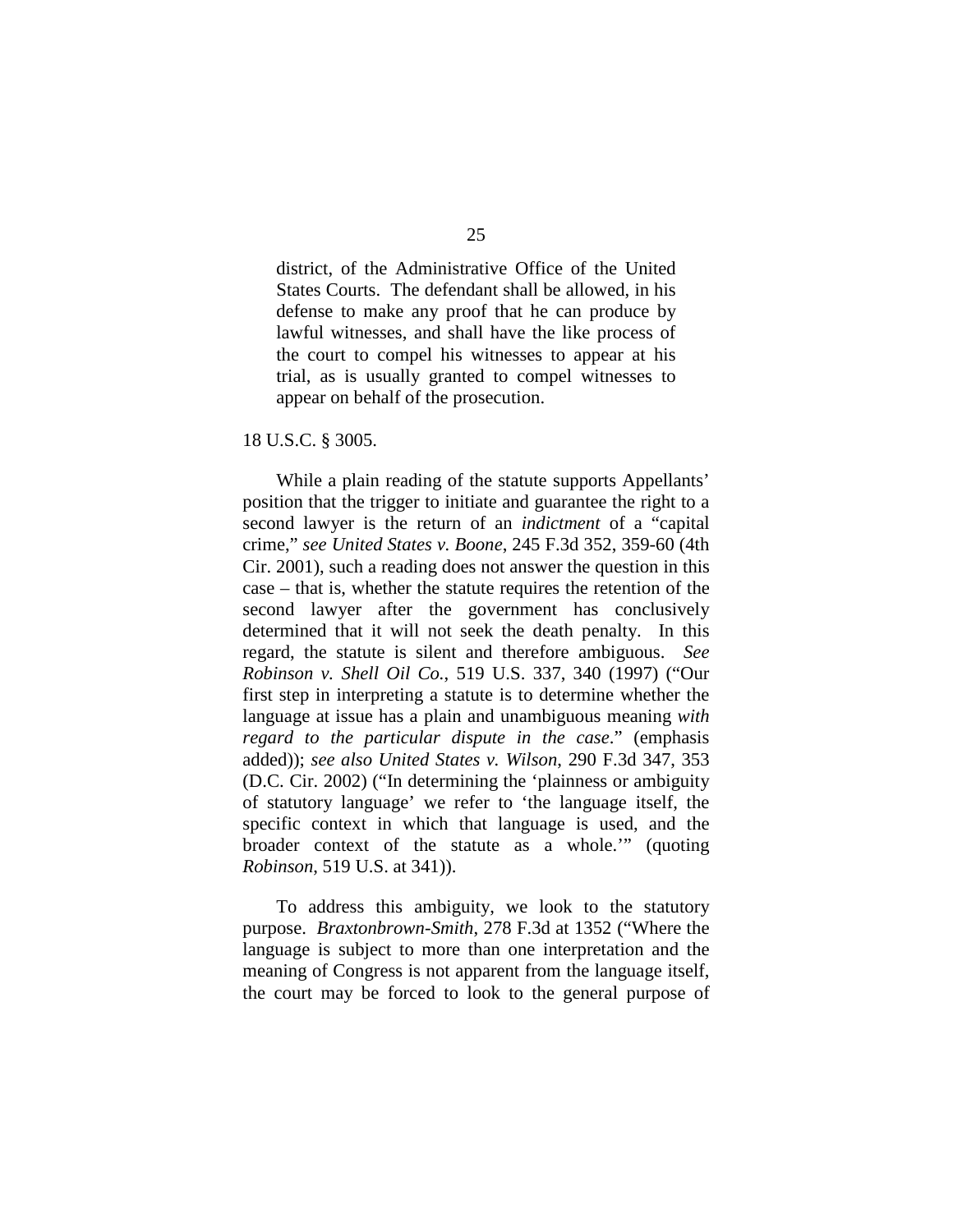> district, of the Administrative Office of the United States Courts. The defendant shall be allowed, in his defense to make any proof that he can produce by lawful witnesses, and shall have the like process of the court to compel his witnesses to appear at his trial, as is usually granted to compel witnesses to appear on behalf of the prosecution.

18 U.S.C. § 3005.

While a plain reading of the statute supports Appellants' position that the trigger to initiate and guarantee the right to a second lawyer is the return of an *indictment* of a "capital crime," *see United States v. Boone*, 245 F.3d 352, 359-60 (4th Cir. 2001), such a reading does not answer the question in this case – that is, whether the statute requires the retention of the second lawyer after the government has conclusively determined that it will not seek the death penalty. In this regard, the statute is silent and therefore ambiguous. *See Robinson v. Shell Oil Co.*, 519 U.S. 337, 340 (1997) ("Our first step in interpreting a statute is to determine whether the language at issue has a plain and unambiguous meaning *with regard to the particular dispute in the case*." (emphasis added)); *see also United States v. Wilson*, 290 F.3d 347, 353 (D.C. Cir. 2002) ("In determining the 'plainness or ambiguity of statutory language' we refer to 'the language itself, the specific context in which that language is used, and the broader context of the statute as a whole.'" (quoting *Robinson*, 519 U.S. at 341)).

To address this ambiguity, we look to the statutory purpose. *Braxtonbrown-Smith*, 278 F.3d at 1352 ("Where the language is subject to more than one interpretation and the meaning of Congress is not apparent from the language itself, the court may be forced to look to the general purpose of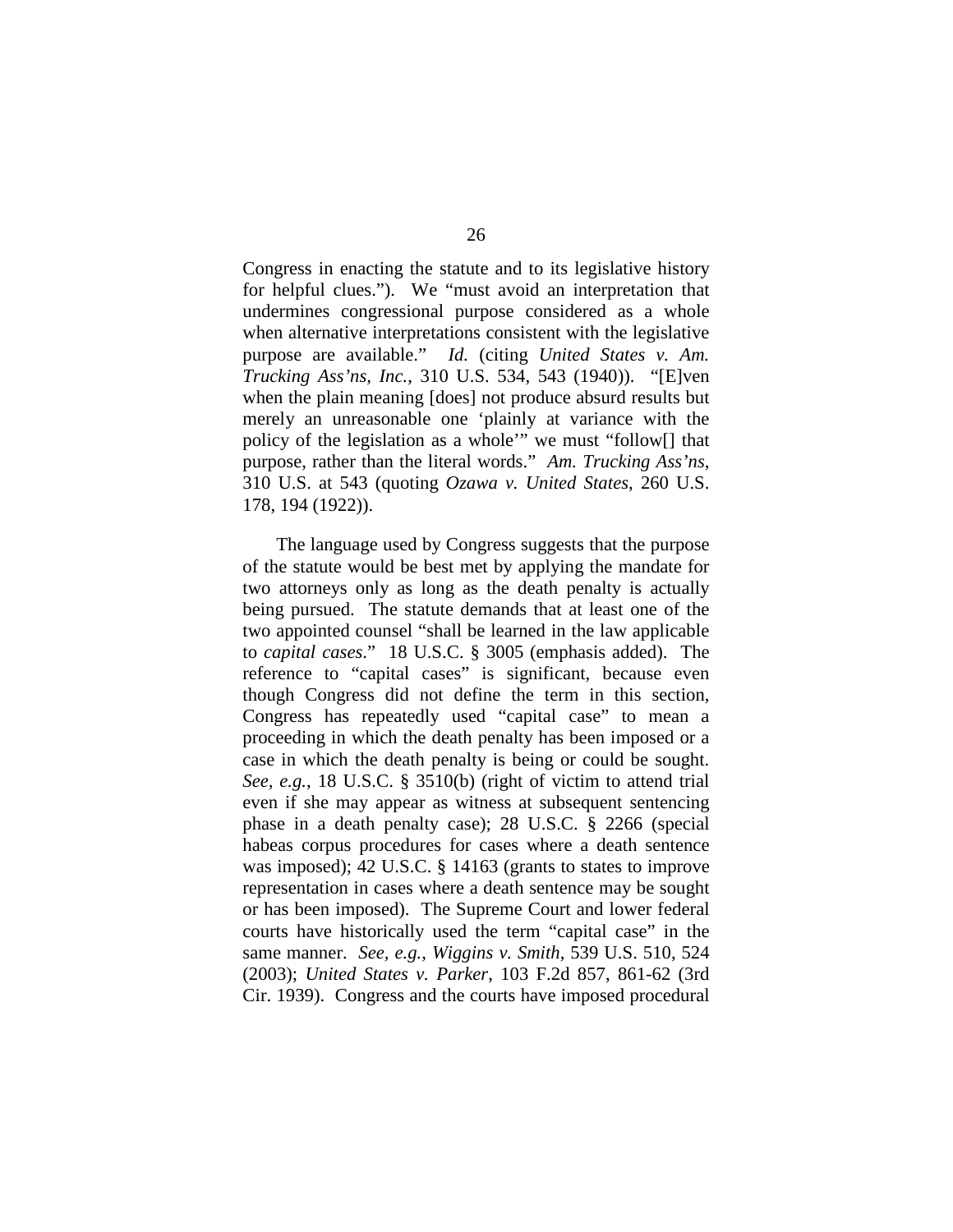Congress in enacting the statute and to its legislative history for helpful clues."). We "must avoid an interpretation that undermines congressional purpose considered as a whole when alternative interpretations consistent with the legislative purpose are available." *Id.* (citing *United States v. Am. Trucking Ass'ns, Inc.*, 310 U.S. 534, 543 (1940)). "[E]ven when the plain meaning [does] not produce absurd results but merely an unreasonable one 'plainly at variance with the policy of the legislation as a whole'" we must "follow[] that purpose, rather than the literal words." *Am. Trucking Ass'ns*, 310 U.S. at 543 (quoting *Ozawa v. United States*, 260 U.S. 178, 194 (1922)).

The language used by Congress suggests that the purpose of the statute would be best met by applying the mandate for two attorneys only as long as the death penalty is actually being pursued. The statute demands that at least one of the two appointed counsel "shall be learned in the law applicable to *capital cases*." 18 U.S.C. § 3005 (emphasis added). The reference to "capital cases" is significant, because even though Congress did not define the term in this section, Congress has repeatedly used "capital case" to mean a proceeding in which the death penalty has been imposed or a case in which the death penalty is being or could be sought. *See, e.g.*, 18 U.S.C. § 3510(b) (right of victim to attend trial even if she may appear as witness at subsequent sentencing phase in a death penalty case); 28 U.S.C. § 2266 (special habeas corpus procedures for cases where a death sentence was imposed); 42 U.S.C. § 14163 (grants to states to improve representation in cases where a death sentence may be sought or has been imposed). The Supreme Court and lower federal courts have historically used the term "capital case" in the same manner. *See, e.g.*, *Wiggins v. Smith*, 539 U.S. 510, 524 (2003); *United States v. Parker*, 103 F.2d 857, 861-62 (3rd Cir. 1939). Congress and the courts have imposed procedural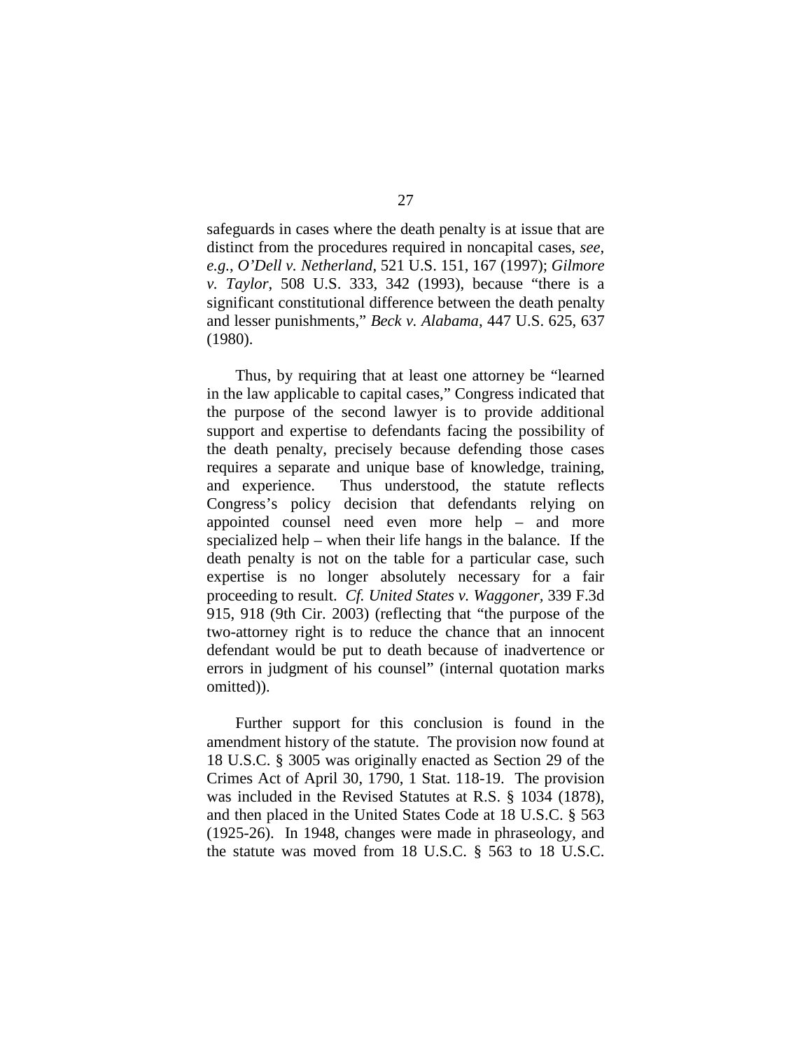safeguards in cases where the death penalty is at issue that are distinct from the procedures required in noncapital cases, *see, e.g.*, *O'Dell v. Netherland*, 521 U.S. 151, 167 (1997); *Gilmore v. Taylor*, 508 U.S. 333, 342 (1993), because "there is a significant constitutional difference between the death penalty and lesser punishments," *Beck v. Alabama*, 447 U.S. 625, 637 (1980).

Thus, by requiring that at least one attorney be "learned in the law applicable to capital cases," Congress indicated that the purpose of the second lawyer is to provide additional support and expertise to defendants facing the possibility of the death penalty, precisely because defending those cases requires a separate and unique base of knowledge, training, and experience. Thus understood, the statute reflects Congress's policy decision that defendants relying on appointed counsel need even more help – and more specialized help – when their life hangs in the balance. If the death penalty is not on the table for a particular case, such expertise is no longer absolutely necessary for a fair proceeding to result. *Cf. United States v. Waggoner*, 339 F.3d 915, 918 (9th Cir. 2003) (reflecting that "the purpose of the two-attorney right is to reduce the chance that an innocent defendant would be put to death because of inadvertence or errors in judgment of his counsel" (internal quotation marks omitted)).

Further support for this conclusion is found in the amendment history of the statute. The provision now found at 18 U.S.C. § 3005 was originally enacted as Section 29 of the Crimes Act of April 30, 1790, 1 Stat. 118-19. The provision was included in the Revised Statutes at R.S. § 1034 (1878), and then placed in the United States Code at 18 U.S.C. § 563 (1925-26). In 1948, changes were made in phraseology, and the statute was moved from 18 U.S.C. § 563 to 18 U.S.C.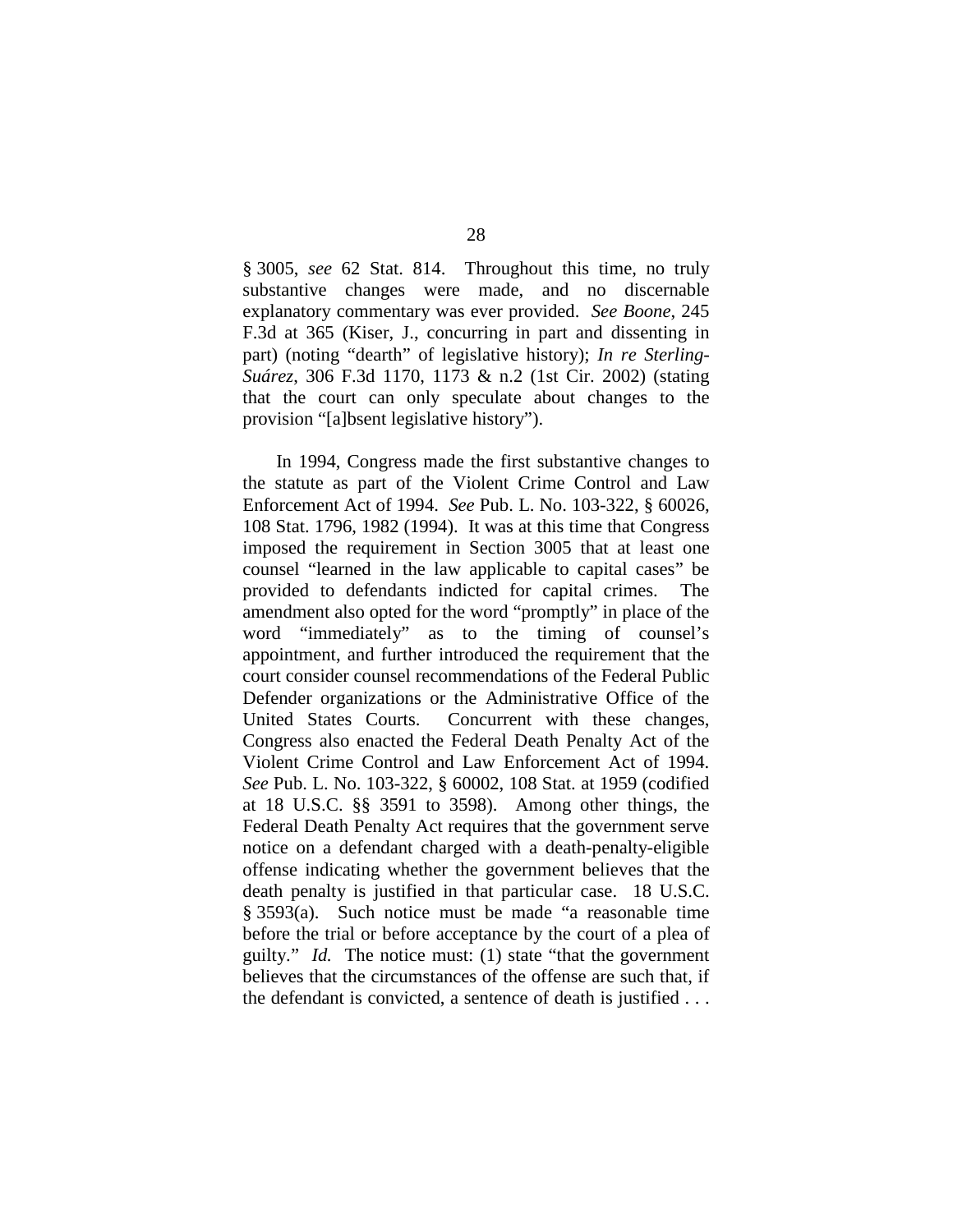§ 3005, *see* 62 Stat. 814. Throughout this time, no truly substantive changes were made, and no discernable explanatory commentary was ever provided. *See Boone*, 245 F.3d at 365 (Kiser, J., concurring in part and dissenting in part) (noting "dearth" of legislative history); *In re Sterling-Suárez*, 306 F.3d 1170, 1173 & n.2 (1st Cir. 2002) (stating that the court can only speculate about changes to the provision "[a]bsent legislative history").

In 1994, Congress made the first substantive changes to the statute as part of the Violent Crime Control and Law Enforcement Act of 1994. *See* Pub. L. No. 103-322, § 60026, 108 Stat. 1796, 1982 (1994). It was at this time that Congress imposed the requirement in Section 3005 that at least one counsel "learned in the law applicable to capital cases" be provided to defendants indicted for capital crimes. The amendment also opted for the word "promptly" in place of the word "immediately" as to the timing of counsel's appointment, and further introduced the requirement that the court consider counsel recommendations of the Federal Public Defender organizations or the Administrative Office of the United States Courts. Concurrent with these changes, Congress also enacted the Federal Death Penalty Act of the Violent Crime Control and Law Enforcement Act of 1994. *See* Pub. L. No. 103-322, § 60002, 108 Stat. at 1959 (codified at 18 U.S.C. §§ 3591 to 3598). Among other things, the Federal Death Penalty Act requires that the government serve notice on a defendant charged with a death-penalty-eligible offense indicating whether the government believes that the death penalty is justified in that particular case. 18 U.S.C. § 3593(a). Such notice must be made "a reasonable time before the trial or before acceptance by the court of a plea of guilty." *Id.* The notice must: (1) state "that the government believes that the circumstances of the offense are such that, if the defendant is convicted, a sentence of death is justified . . .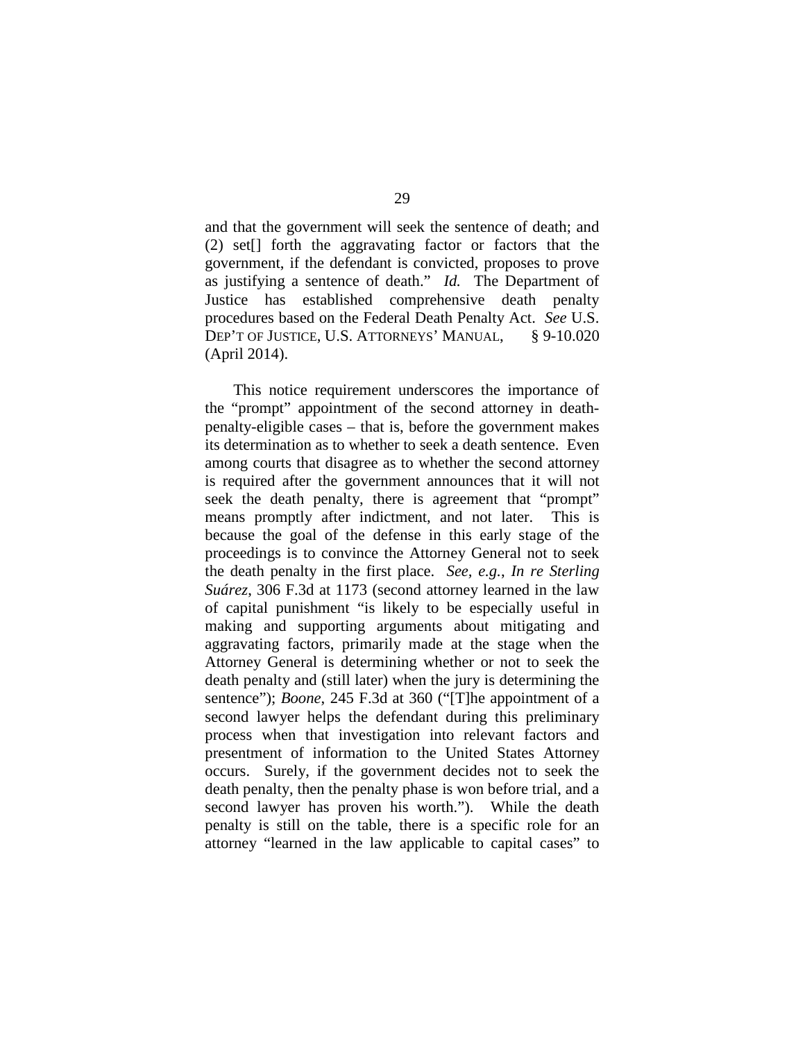and that the government will seek the sentence of death; and (2) set[] forth the aggravating factor or factors that the government, if the defendant is convicted, proposes to prove as justifying a sentence of death." *Id.* The Department of Justice has established comprehensive death penalty procedures based on the Federal Death Penalty Act. *See* U.S. DEP'T OF JUSTICE, U.S. ATTORNEYS' MANUAL, § 9-10.020 (April 2014).

This notice requirement underscores the importance of the "prompt" appointment of the second attorney in death-penalty-eligible cases – that is, before the government makes its determination as to whether to seek a death sentence. Even among courts that disagree as to whether the second attorney is required after the government announces that it will not seek the death penalty, there is agreement that "prompt" means promptly after indictment, and not later. This is because the goal of the defense in this early stage of the proceedings is to convince the Attorney General not to seek the death penalty in the first place. *See, e.g.*, *In re Sterling Suárez*, 306 F.3d at 1173 (second attorney learned in the law of capital punishment "is likely to be especially useful in making and supporting arguments about mitigating and aggravating factors, primarily made at the stage when the Attorney General is determining whether or not to seek the death penalty and (still later) when the jury is determining the sentence"); *Boone*, 245 F.3d at 360 ("[T]he appointment of a second lawyer helps the defendant during this preliminary process when that investigation into relevant factors and presentment of information to the United States Attorney occurs. Surely, if the government decides not to seek the death penalty, then the penalty phase is won before trial, and a second lawyer has proven his worth."). While the death penalty is still on the table, there is a specific role for an attorney "learned in the law applicable to capital cases" to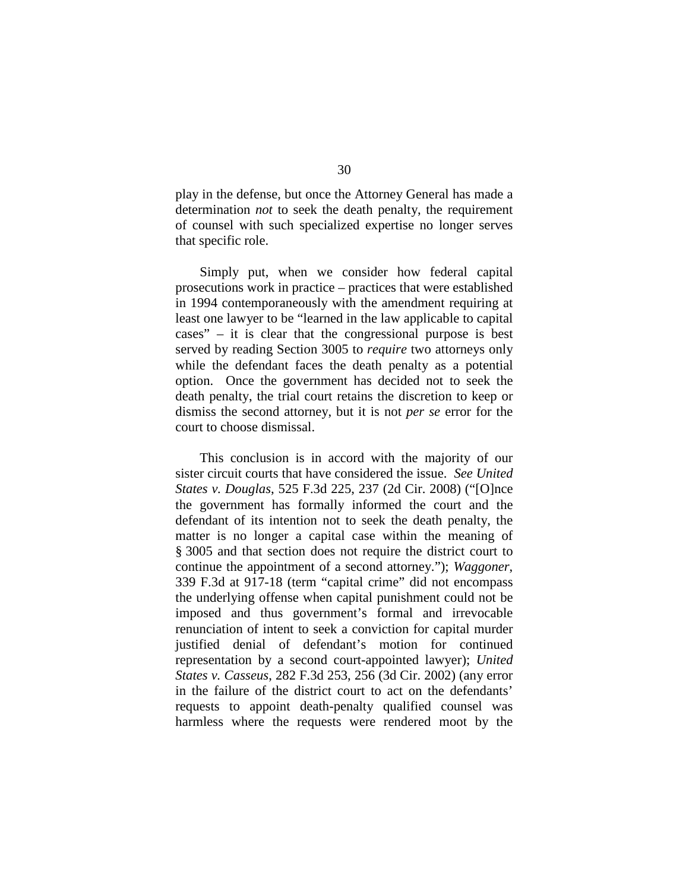play in the defense, but once the Attorney General has made a determination *not* to seek the death penalty, the requirement of counsel with such specialized expertise no longer serves that specific role.

Simply put, when we consider how federal capital prosecutions work in practice – practices that were established in 1994 contemporaneously with the amendment requiring at least one lawyer to be "learned in the law applicable to capital cases" – it is clear that the congressional purpose is best served by reading Section 3005 to *require* two attorneys only while the defendant faces the death penalty as a potential option. Once the government has decided not to seek the death penalty, the trial court retains the discretion to keep or dismiss the second attorney, but it is not *per se* error for the court to choose dismissal.

This conclusion is in accord with the majority of our sister circuit courts that have considered the issue. *See United States v. Douglas*, 525 F.3d 225, 237 (2d Cir. 2008) ("[O]nce the government has formally informed the court and the defendant of its intention not to seek the death penalty, the matter is no longer a capital case within the meaning of § 3005 and that section does not require the district court to continue the appointment of a second attorney."); *Waggoner*, 339 F.3d at 917-18 (term "capital crime" did not encompass the underlying offense when capital punishment could not be imposed and thus government's formal and irrevocable renunciation of intent to seek a conviction for capital murder justified denial of defendant's motion for continued representation by a second court-appointed lawyer); *United States v. Casseus*, 282 F.3d 253, 256 (3d Cir. 2002) (any error in the failure of the district court to act on the defendants' requests to appoint death-penalty qualified counsel was harmless where the requests were rendered moot by the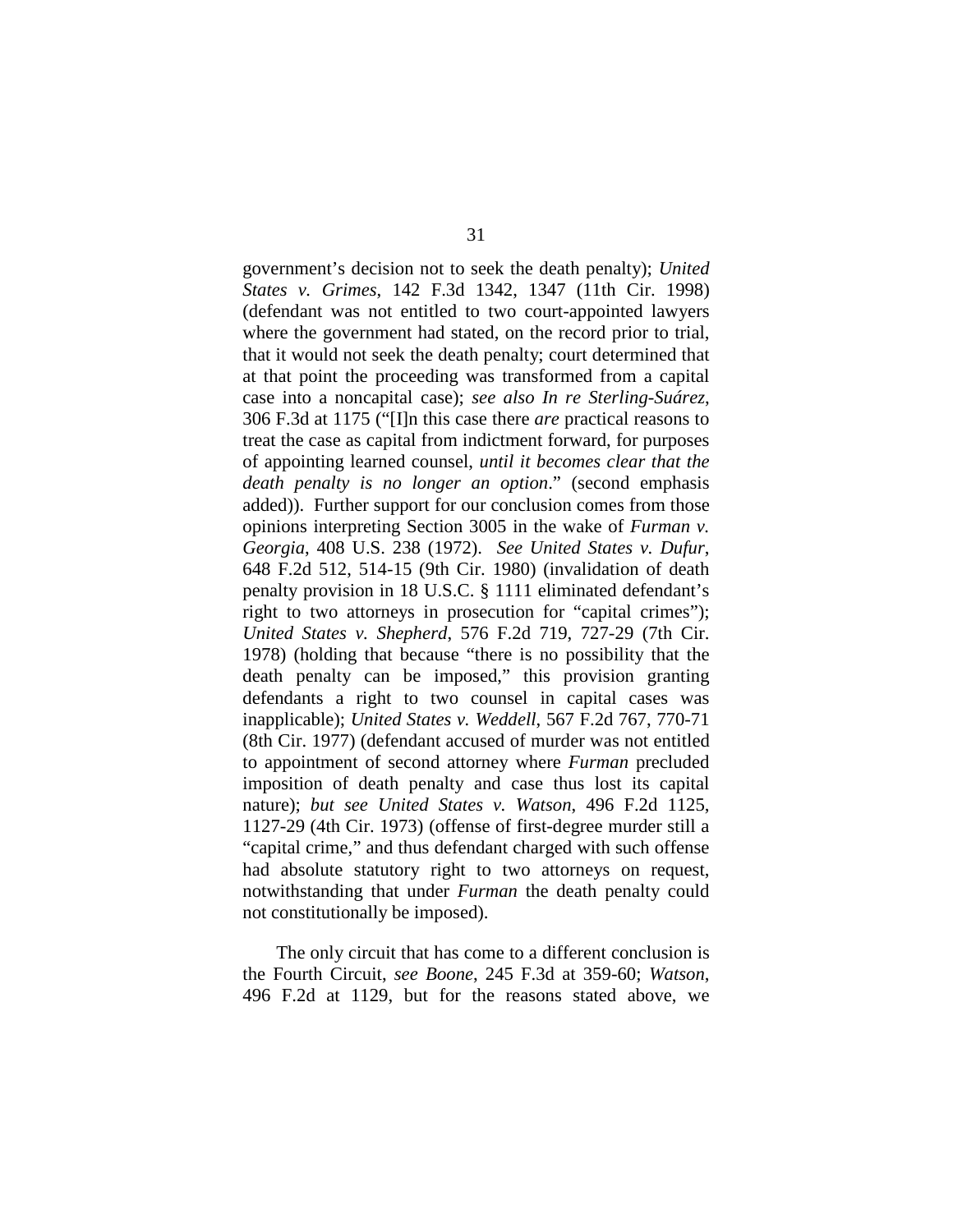government's decision not to seek the death penalty); *United States v. Grimes*, 142 F.3d 1342, 1347 (11th Cir. 1998) (defendant was not entitled to two court-appointed lawyers where the government had stated, on the record prior to trial, that it would not seek the death penalty; court determined that at that point the proceeding was transformed from a capital case into a noncapital case); *see also In re Sterling-Suárez*, 306 F.3d at 1175 ("[I]n this case there *are* practical reasons to treat the case as capital from indictment forward, for purposes of appointing learned counsel, *until it becomes clear that the death penalty is no longer an option*." (second emphasis added)). Further support for our conclusion comes from those opinions interpreting Section 3005 in the wake of *Furman v. Georgia*, 408 U.S. 238 (1972). *See United States v. Dufur*, 648 F.2d 512, 514-15 (9th Cir. 1980) (invalidation of death penalty provision in 18 U.S.C. § 1111 eliminated defendant's right to two attorneys in prosecution for "capital crimes"); *United States v. Shepherd*, 576 F.2d 719, 727-29 (7th Cir. 1978) (holding that because "there is no possibility that the death penalty can be imposed," this provision granting defendants a right to two counsel in capital cases was inapplicable); *United States v. Weddell*, 567 F.2d 767, 770-71 (8th Cir. 1977) (defendant accused of murder was not entitled to appointment of second attorney where *Furman* precluded imposition of death penalty and case thus lost its capital nature); *but see United States v. Watson*, 496 F.2d 1125, 1127-29 (4th Cir. 1973) (offense of first-degree murder still a "capital crime," and thus defendant charged with such offense had absolute statutory right to two attorneys on request, notwithstanding that under *Furman* the death penalty could not constitutionally be imposed).

The only circuit that has come to a different conclusion is the Fourth Circuit, *see Boone*, 245 F.3d at 359-60; *Watson*, 496 F.2d at 1129, but for the reasons stated above, we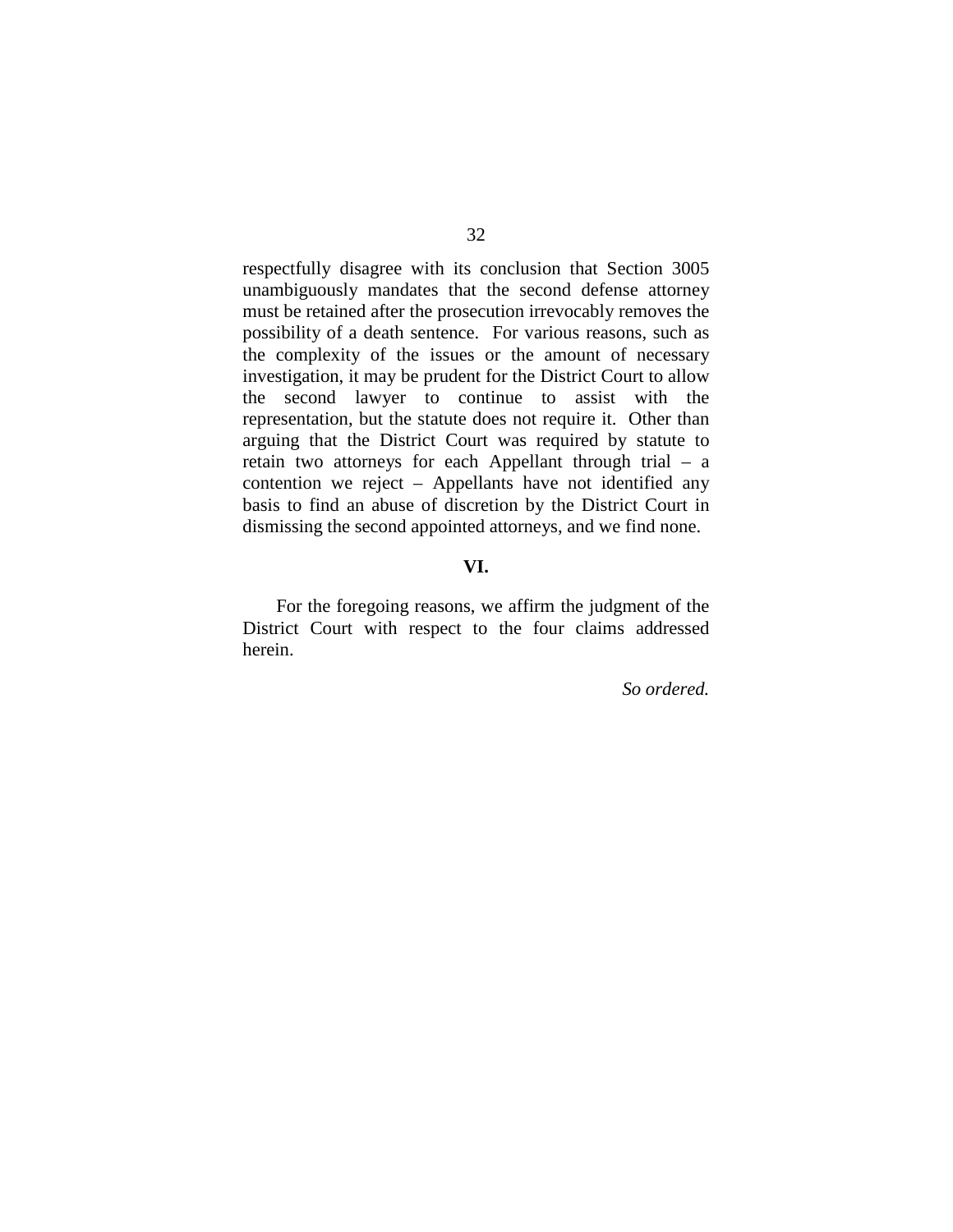respectfully disagree with its conclusion that Section 3005 unambiguously mandates that the second defense attorney must be retained after the prosecution irrevocably removes the possibility of a death sentence. For various reasons, such as the complexity of the issues or the amount of necessary investigation, it may be prudent for the District Court to allow the second lawyer to continue to assist with the representation, but the statute does not require it. Other than arguing that the District Court was required by statute to retain two attorneys for each Appellant through trial – a contention we reject – Appellants have not identified any basis to find an abuse of discretion by the District Court in dismissing the second appointed attorneys, and we find none.

## VI.

For the foregoing reasons, we affirm the judgment of the District Court with respect to the four claims addressed herein.

*So ordered.*